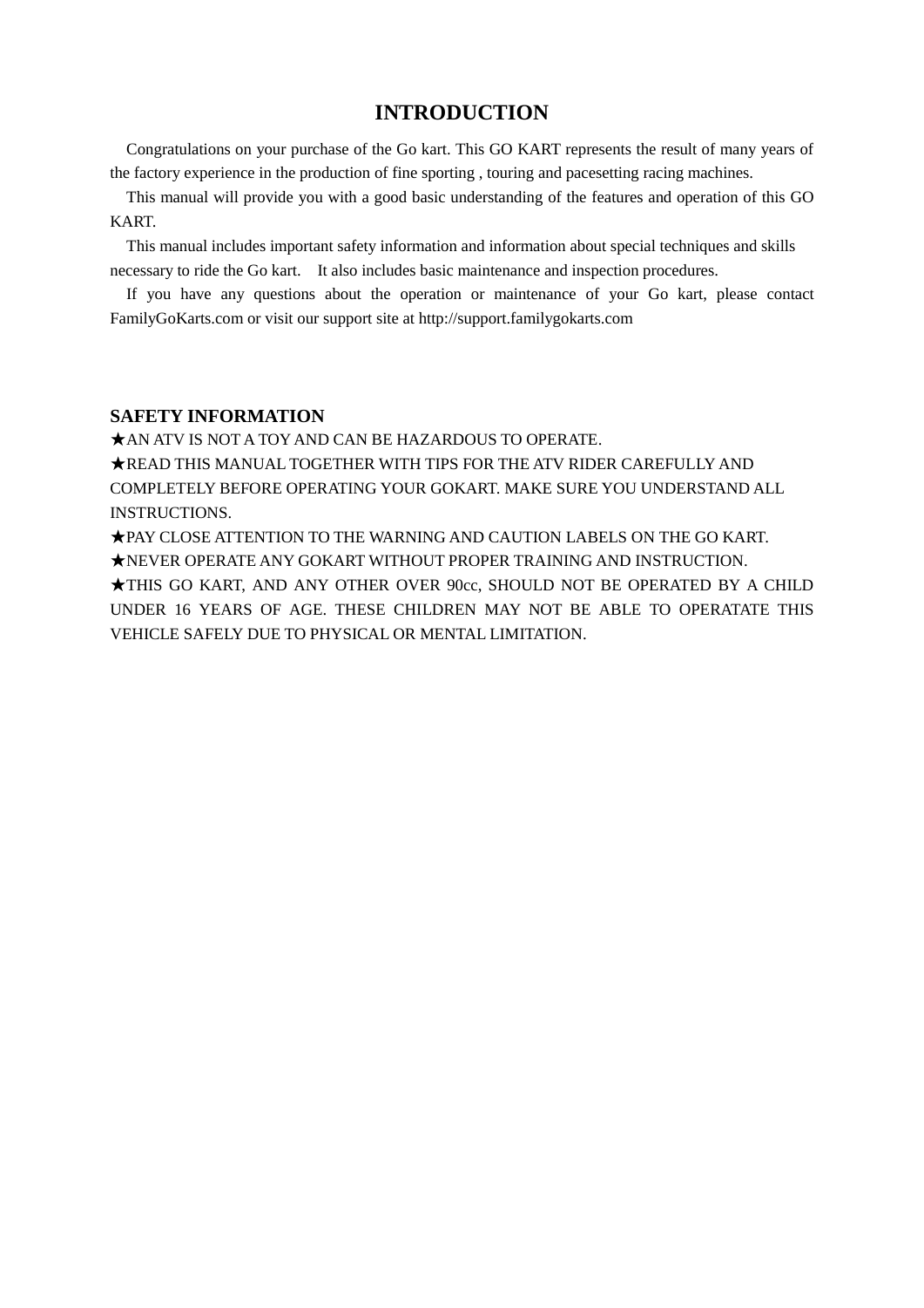# INTRODUCTION

Congratulations on your purchase of the Go kart. This GO KART represents the result of many years of the factory experience in the production of fine sporting , touring and pacesetting racing machines.

This manual will provide you with a good basic understanding of the features and operation of this GO KART.

This manual includes important safety information and information about special techniques and skills necessary to ride the Go kart. It also includes basic maintenance and inspection procedures.

If you have any questions about the operation or maintenance of your Go kart, please contact FamilyGoKarts.com or visit our support site at http://support.familygokarts.com

## SAFETY INFORMATION

★AN ATV IS NOT A TOY AND CAN BE HAZARDOUS TO OPERATE.

★READ THIS MANUAL TOGETHER WITH TIPS FOR THE ATV RIDER CAREFULLY AND COMPLETELY BEFORE OPERATING YOUR GOKART. MAKE SURE YOU UNDERSTAND ALL INSTRUCTIONS.

★PAY CLOSE ATTENTION TO THE WARNING AND CAUTION LABELS ON THE GO KART.

★NEVER OPERATE ANY GOKART WITHOUT PROPER TRAINING AND INSTRUCTION.

★THIS GO KART, AND ANY OTHER OVER 90cc, SHOULD NOT BE OPERATED BY A CHILD UNDER 16 YEARS OF AGE. THESE CHILDREN MAY NOT BE ABLE TO OPERATATE THIS VEHICLE SAFELY DUE TO PHYSICAL OR MENTAL LIMITATION.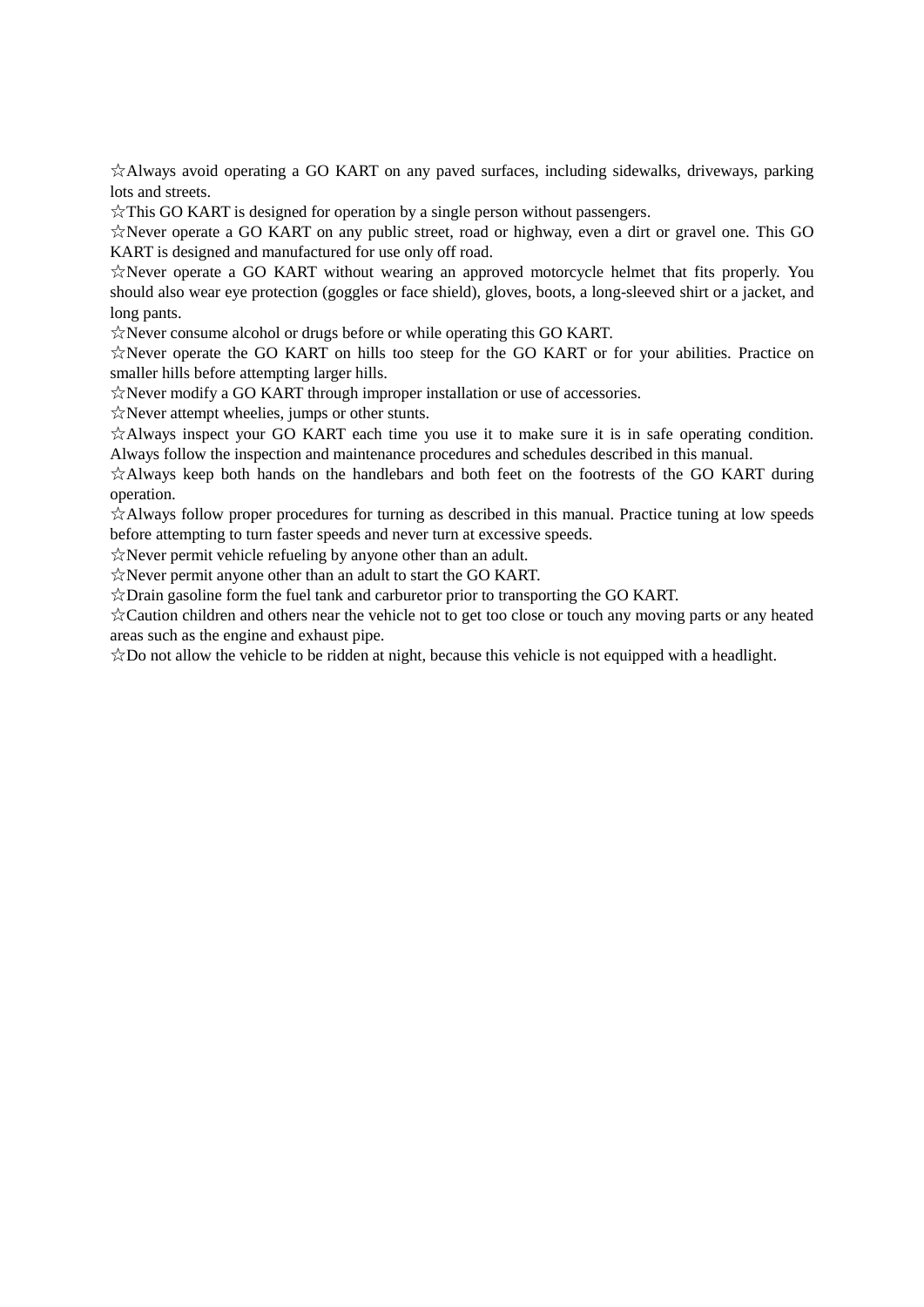☆Always avoid operating a GO KART on any paved surfaces, including sidewalks, driveways, parking lots and streets.

☆This GO KART is designed for operation by a single person without passengers.

☆Never operate a GO KART on any public street, road or highway, even a dirt or gravel one. This GO KART is designed and manufactured for use only off road.

☆Never operate a GO KART without wearing an approved motorcycle helmet that fits properly. You should also wear eye protection (goggles or face shield), gloves, boots, a long-sleeved shirt or a jacket, and long pants.

☆Never consume alcohol or drugs before or while operating this GO KART.

☆Never operate the GO KART on hills too steep for the GO KART or for your abilities. Practice on smaller hills before attempting larger hills.

☆Never modify a GO KART through improper installation or use of accessories.

☆Never attempt wheelies, jumps or other stunts.

☆Always inspect your GO KART each time you use it to make sure it is in safe operating condition. Always follow the inspection and maintenance procedures and schedules described in this manual.

☆Always keep both hands on the handlebars and both feet on the footrests of the GO KART during operation.

☆Always follow proper procedures for turning as described in this manual. Practice tuning at low speeds before attempting to turn faster speeds and never turn at excessive speeds.

☆Never permit vehicle refueling by anyone other than an adult.

☆Never permit anyone other than an adult to start the GO KART.

☆Drain gasoline form the fuel tank and carburetor prior to transporting the GO KART.

☆Caution children and others near the vehicle not to get too close or touch any moving parts or any heated areas such as the engine and exhaust pipe.

☆Do not allow the vehicle to be ridden at night, because this vehicle is not equipped with a headlight.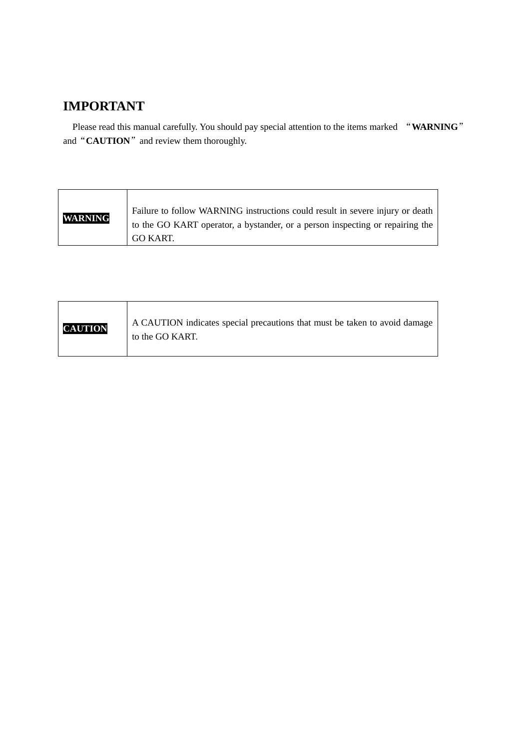# IMPORTANT

Please read this manual carefully. You should pay special attention to the items marked “**WARNING**” and “**CAUTION**” and review them thoroughly.

| **WARNING** | Failure to follow WARNING instructions could result in severe injury or death to the GO KART operator, a bystander, or a person inspecting or repairing the GO KART. |
|---|---|

| **CAUTION** | A CAUTION indicates special precautions that must be taken to avoid damage to the GO KART. |
|---|---|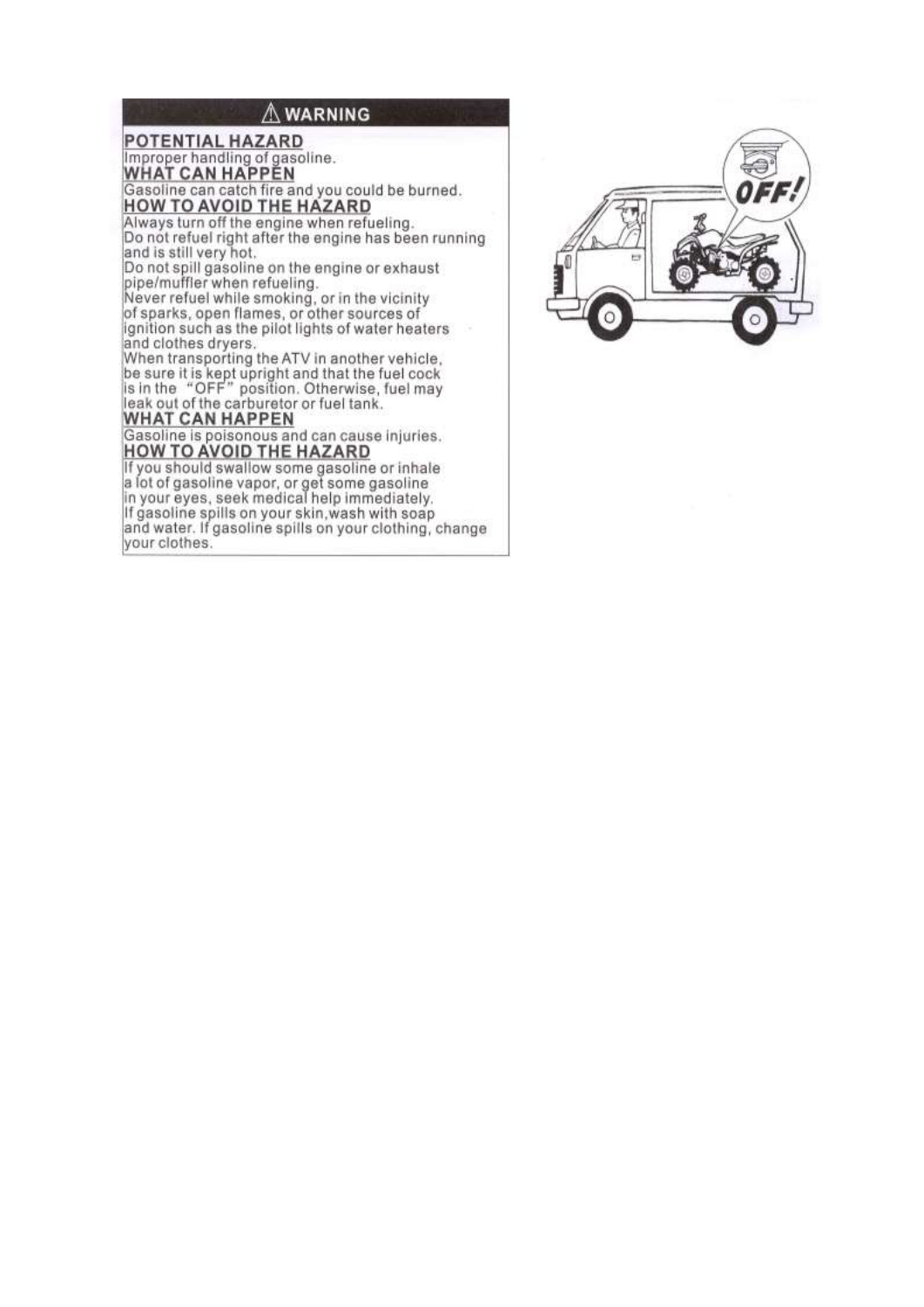## ⚠ WARNING

**POTENTIAL HAZARD**

Improper handling of gasoline.

**WHAT CAN HAPPEN**

Gasoline can catch fire and you could be burned.

**HOW TO AVOID THE HAZARD**

Always turn off the engine when refueling.
Do not refuel right after the engine has been running and is still very hot.
Do not spill gasoline on the engine or exhaust pipe/muffler when refueling.
Never refuel while smoking, or in the vicinity of sparks, open flames, or other sources of ignition such as the pilot lights of water heaters and clothes dryers.
When transporting the ATV in another vehicle, be sure it is kept upright and that the fuel cock is in the "OFF" position. Otherwise, fuel may leak out of the carburetor or fuel tank.

**WHAT CAN HAPPEN**

Gasoline is poisonous and can cause injuries.

**HOW TO AVOID THE HAZARD**

If you should swallow some gasoline or inhale a lot of gasoline vapor, or get some gasoline in your eyes, seek medical help immediately.
If gasoline spills on your skin, wash with soap and water. If gasoline spills on your clothing, change your clothes.

OFF!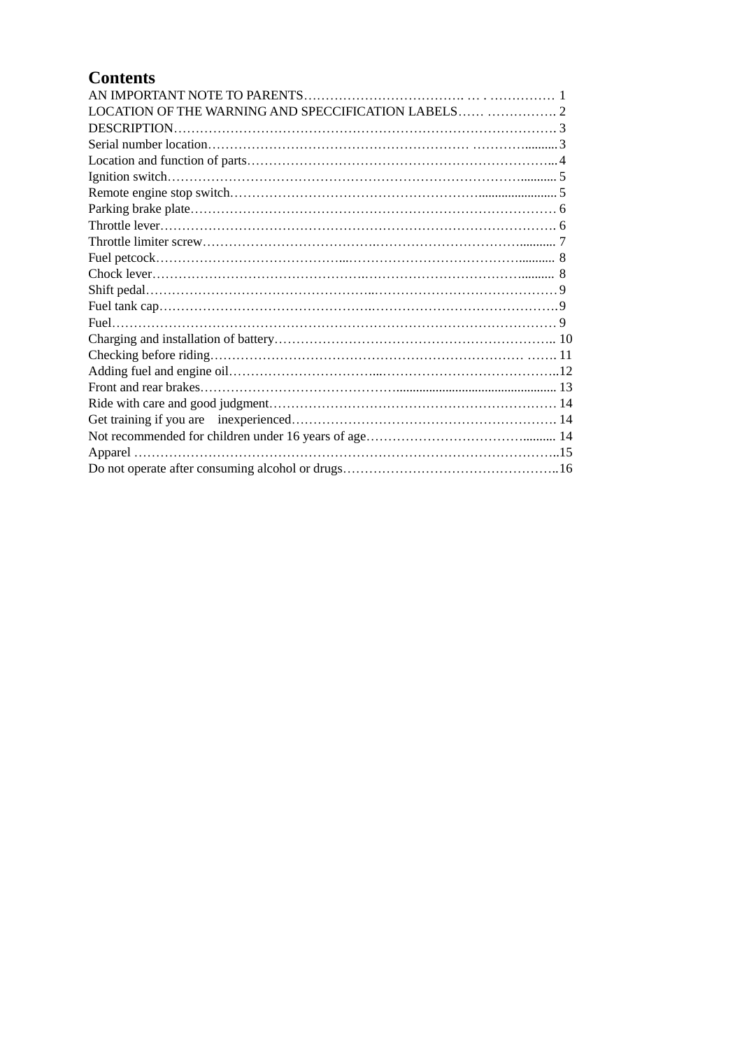# Contents

AN IMPORTANT NOTE TO PARENTS………………………………. … . …………… 1
LOCATION OF THE WARNING AND SPECCIFICATION LABELS…… ……………. 2
DESCRIPTION……………………………………………………………………………. 3
Serial number location…………………………………………………… ………..........3
Location and function of parts……………………………………………………………...4
Ignition switch…………………………………………………………………….......... 5
Remote engine stop switch……………………………………………………..................... 5
Parking brake plate………………………………………………………………………… 6
Throttle lever……………………………………………………………………………. 6
Throttle limiter screw………………………………..…………………………........... 7
Fuel petcock……………………………………...……………………………………........... 8
Chock lever……………………………………..…………………………………........... 8
Shift pedal…………………………………………..……………………………………9
Fuel tank cap……………………………………….……………………………………9
Fuel……………………………………………………………………………………… 9
Charging and installation of battery……………………………………………………….. 10
Checking before riding……………………………………………………………… ……. 11
Adding fuel and engine oil……………………………...…………………………………..12
Front and rear brakes………………………………………................................................ 13
Ride with care and good judgment………………………………………………………… 14
Get training if you are inexperienced…………………………………………………… 14
Not recommended for children under 16 years of age………………………………........ 14
Apparel ……………………………………………………………………………………..15
Do not operate after consuming alcohol or drugs…………………………………………..16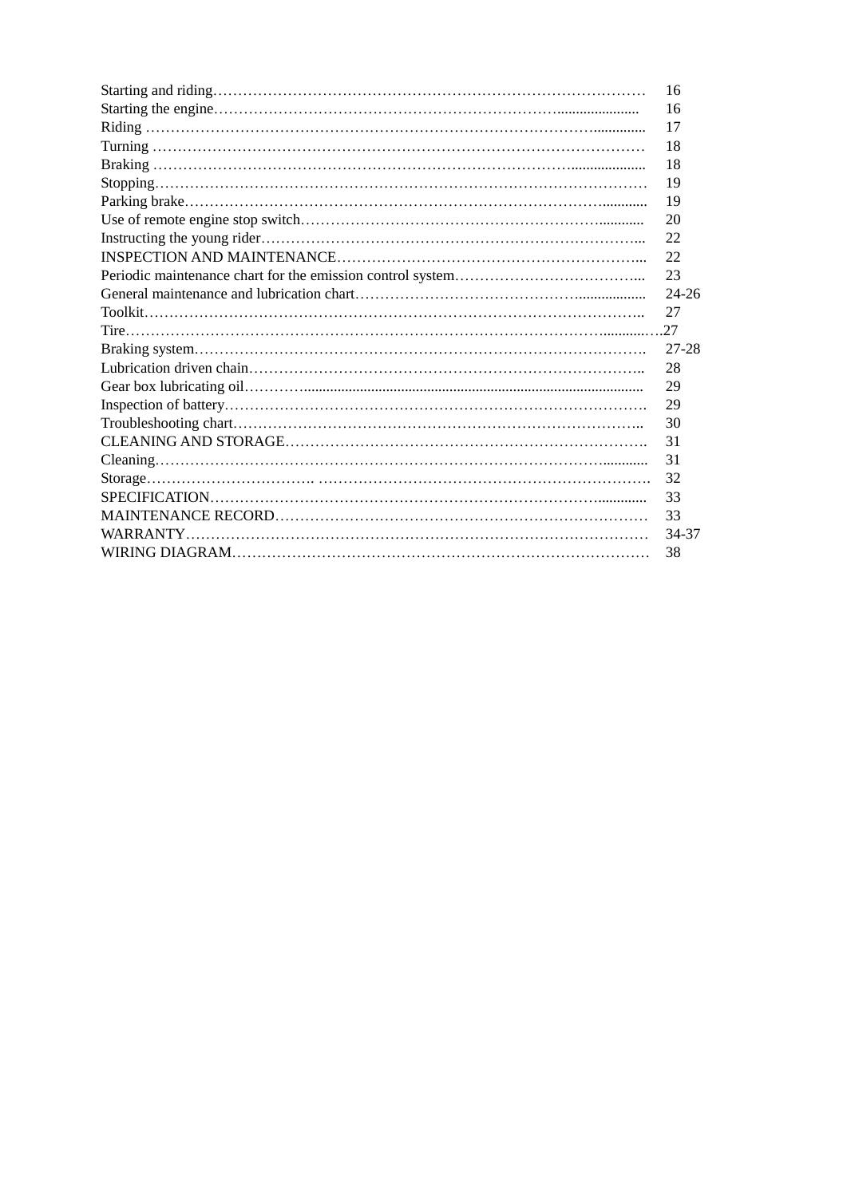Starting and riding………………………………………………………………………………… 16
Starting the engine………………………………………………………………....................... 16
Riding ………………………………………………………………………………….............. 17
Turning ……………………………………………………………………………………… 18
Braking …………………………………………………………………………..................... 18
Stopping……………………………………………………………………………………… 19
Parking brake………………………………………………………………………............ 19
Use of remote engine stop switch……………………………………………………............ 20
Instructing the young rider………………………………………………………………… 22
INSPECTION AND MAINTENANCE……………………………………………………... 22
Periodic maintenance chart for the emission control system……………………………... 23
General maintenance and lubrication chart…………………………………….................. 24-26
Toolkit……………………………………………………………………………………….. 27
Tire…………………………………………………………………………………………............….27
Braking system……………………………………………………………………………. 27-28
Lubrication driven chain………………………………………………………………….. 28
Gear box lubricating oil…………........................................................................................ 29
Inspection of battery……………………………………………………………………. 29
Troubleshooting chart……………………………………………………………………….. 30
CLEANING AND STORAGE……………………………………………………………. 31
Cleaning……………………………………………………………………………............ 31
Storage……………………………. …………………………………………………………. 32
SPECIFICATION………………………………………………………………………............. 33
MAINTENANCE RECORD………………………………………………………………… 33
WARRANTY………………………………………………………………………………… 34-37
WIRING DIAGRAM………………………………………………………………………… 38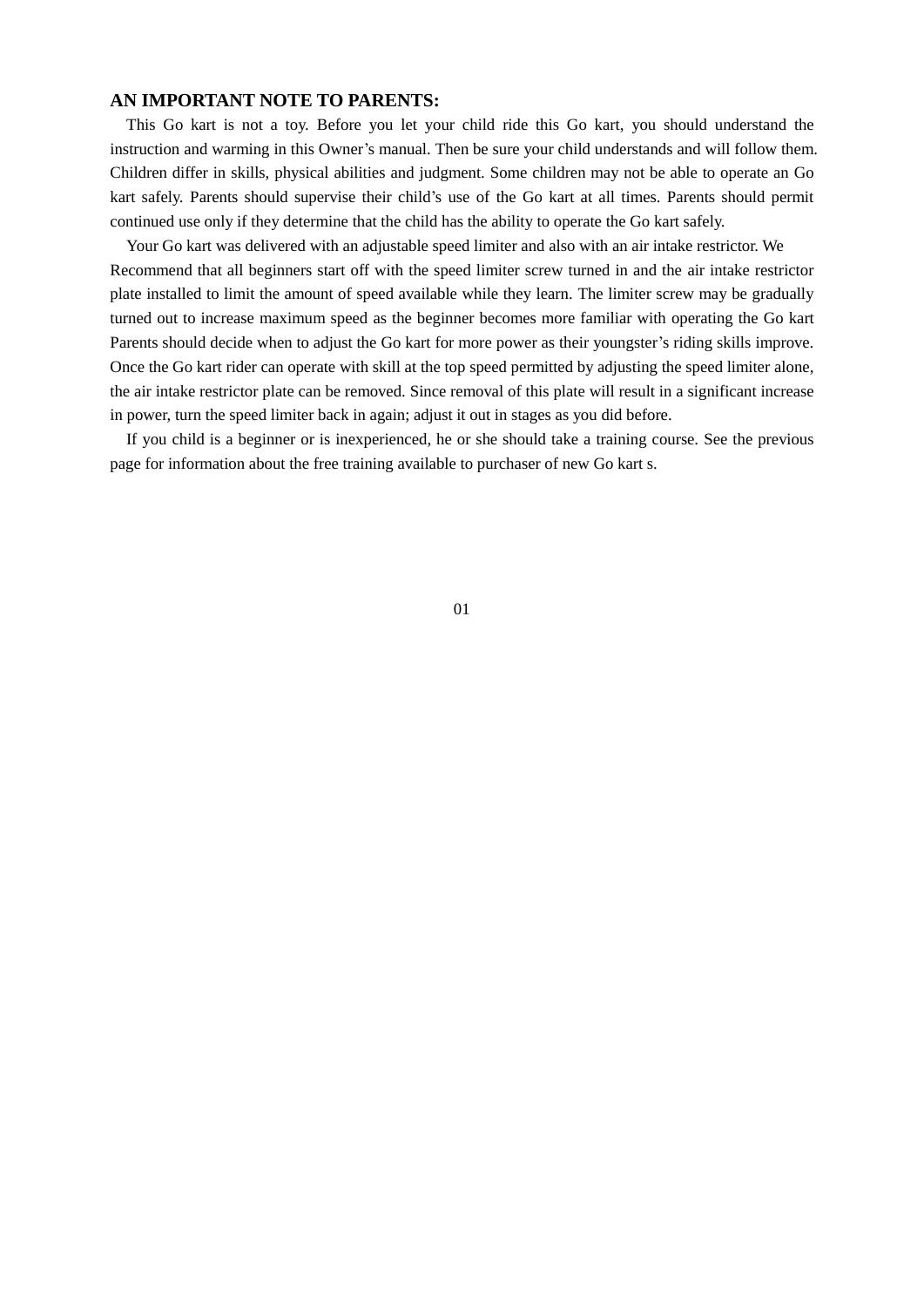**AN IMPORTANT NOTE TO PARENTS:**

This Go kart is not a toy. Before you let your child ride this Go kart, you should understand the instruction and warming in this Owner's manual. Then be sure your child understands and will follow them. Children differ in skills, physical abilities and judgment. Some children may not be able to operate an Go kart safely. Parents should supervise their child's use of the Go kart at all times. Parents should permit continued use only if they determine that the child has the ability to operate the Go kart safely.

Your Go kart was delivered with an adjustable speed limiter and also with an air intake restrictor. We Recommend that all beginners start off with the speed limiter screw turned in and the air intake restrictor plate installed to limit the amount of speed available while they learn. The limiter screw may be gradually turned out to increase maximum speed as the beginner becomes more familiar with operating the Go kart Parents should decide when to adjust the Go kart for more power as their youngster's riding skills improve. Once the Go kart rider can operate with skill at the top speed permitted by adjusting the speed limiter alone, the air intake restrictor plate can be removed. Since removal of this plate will result in a significant increase in power, turn the speed limiter back in again; adjust it out in stages as you did before.

If you child is a beginner or is inexperienced, he or she should take a training course. See the previous page for information about the free training available to purchaser of new Go kart s.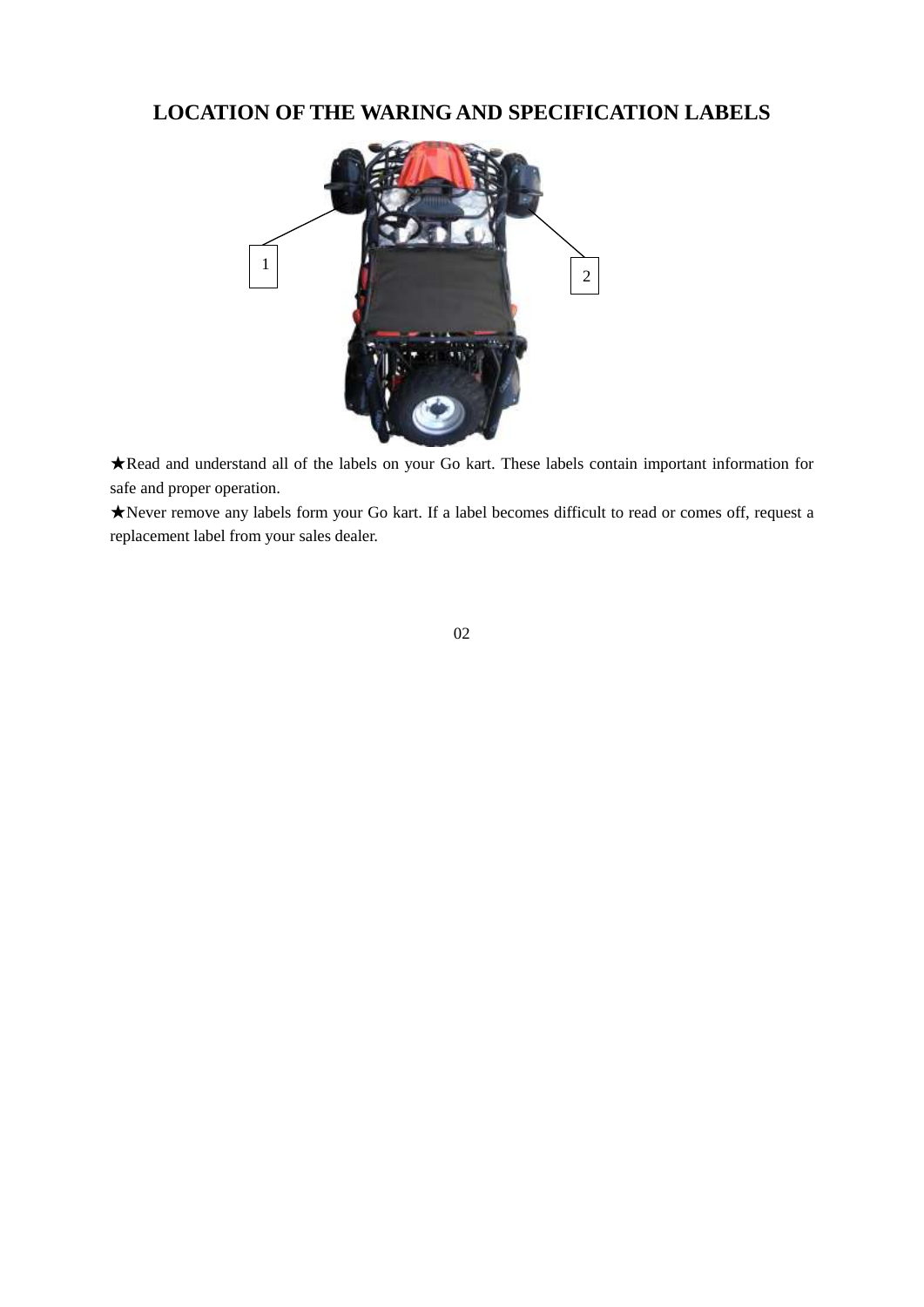# LOCATION OF THE WARING AND SPECIFICATION LABELS

1

2

★Read and understand all of the labels on your Go kart. These labels contain important information for safe and proper operation.

★Never remove any labels form your Go kart. If a label becomes difficult to read or comes off, request a replacement label from your sales dealer.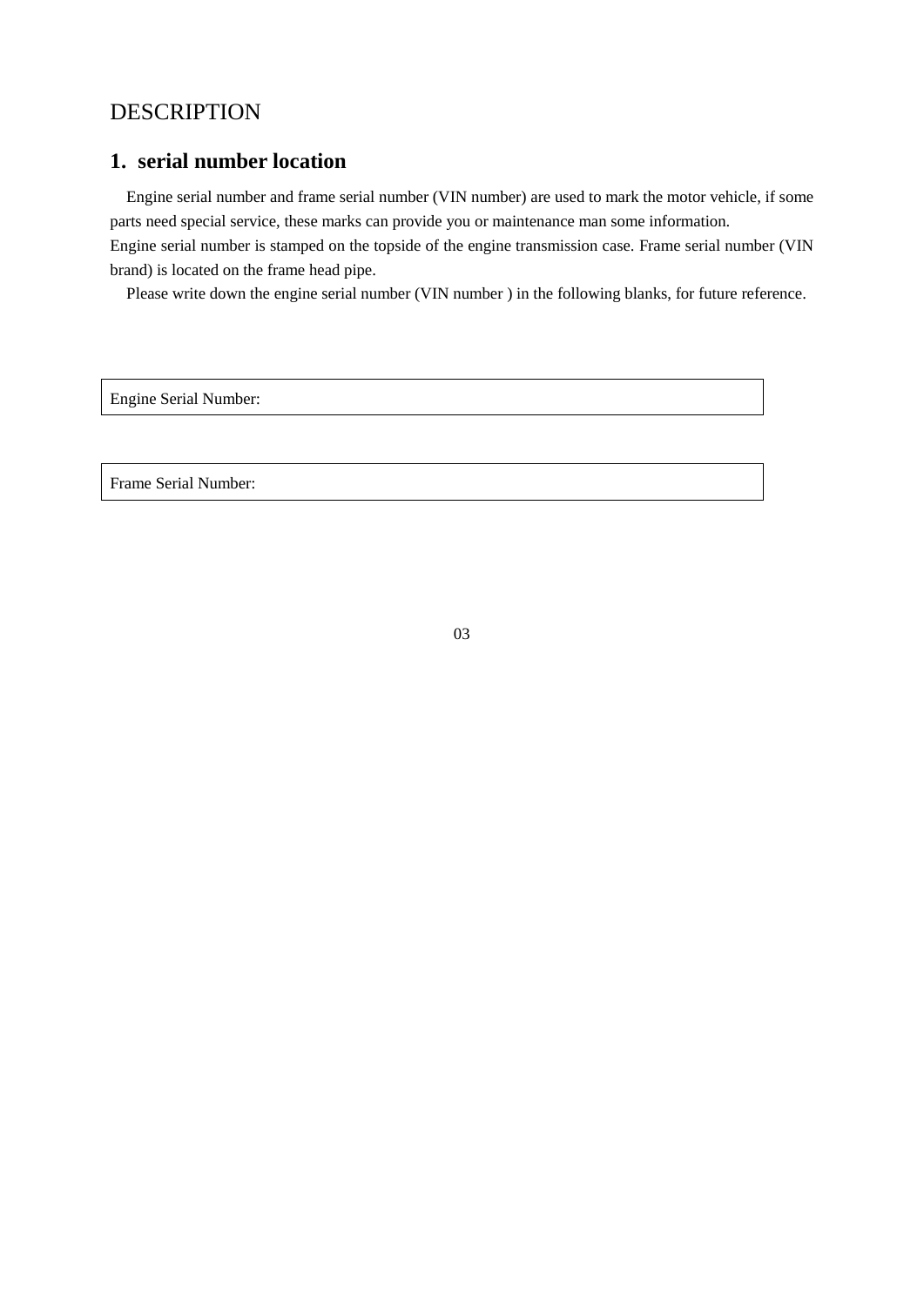# DESCRIPTION

## 1. serial number location

Engine serial number and frame serial number (VIN number) are used to mark the motor vehicle, if some parts need special service, these marks can provide you or maintenance man some information.
Engine serial number is stamped on the topside of the engine transmission case. Frame serial number (VIN brand) is located on the frame head pipe.

Please write down the engine serial number (VIN number ) in the following blanks, for future reference.

| Engine Serial Number: |
|---|

| Frame Serial Number: |
|---|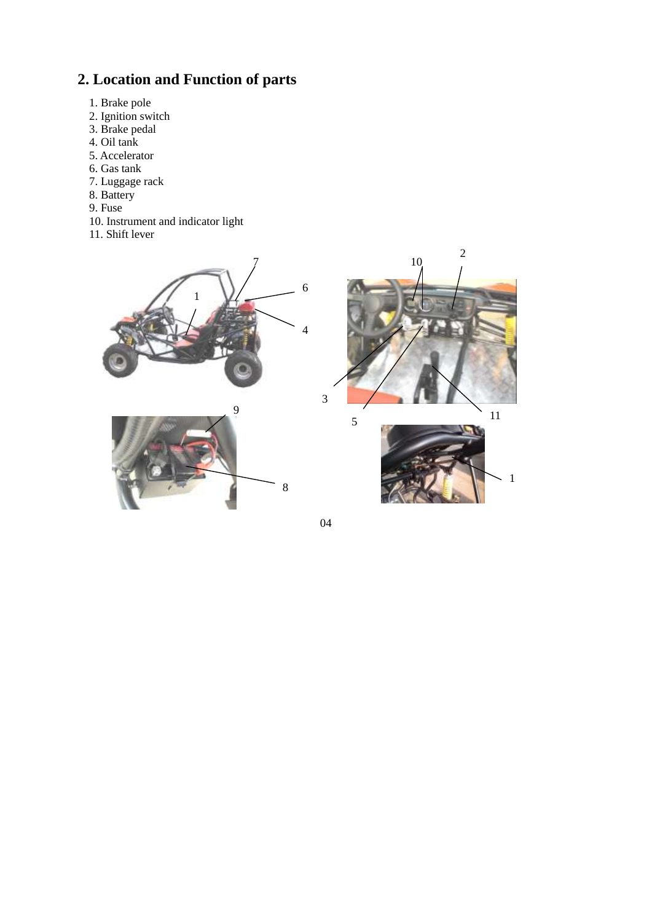## 2. Location and Function of parts

1. Brake pole
2. Ignition switch
3. Brake pedal
4. Oil tank
5. Accelerator
6. Gas tank
7. Luggage rack
8. Battery
9. Fuse
10. Instrument and indicator light
11. Shift lever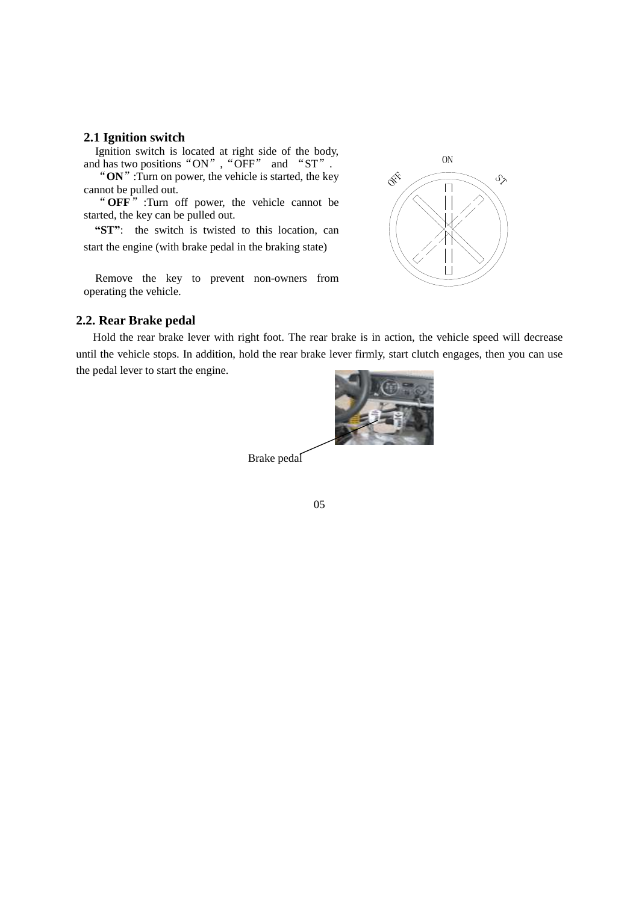## 2.1 Ignition switch

Ignition switch is located at right side of the body, and has two positions"ON","OFF" and "ST".

"**ON**":Turn on power, the vehicle is started, the key cannot be pulled out.

"**OFF**":Turn off power, the vehicle cannot be started, the key can be pulled out.

**"ST"**: the switch is twisted to this location, can start the engine (with brake pedal in the braking state)

Remove the key to prevent non-owners from operating the vehicle.

## 2.2. Rear Brake pedal

Hold the rear brake lever with right foot. The rear brake is in action, the vehicle speed will decrease until the vehicle stops. In addition, hold the rear brake lever firmly, start clutch engages, then you can use the pedal lever to start the engine.

Brake pedal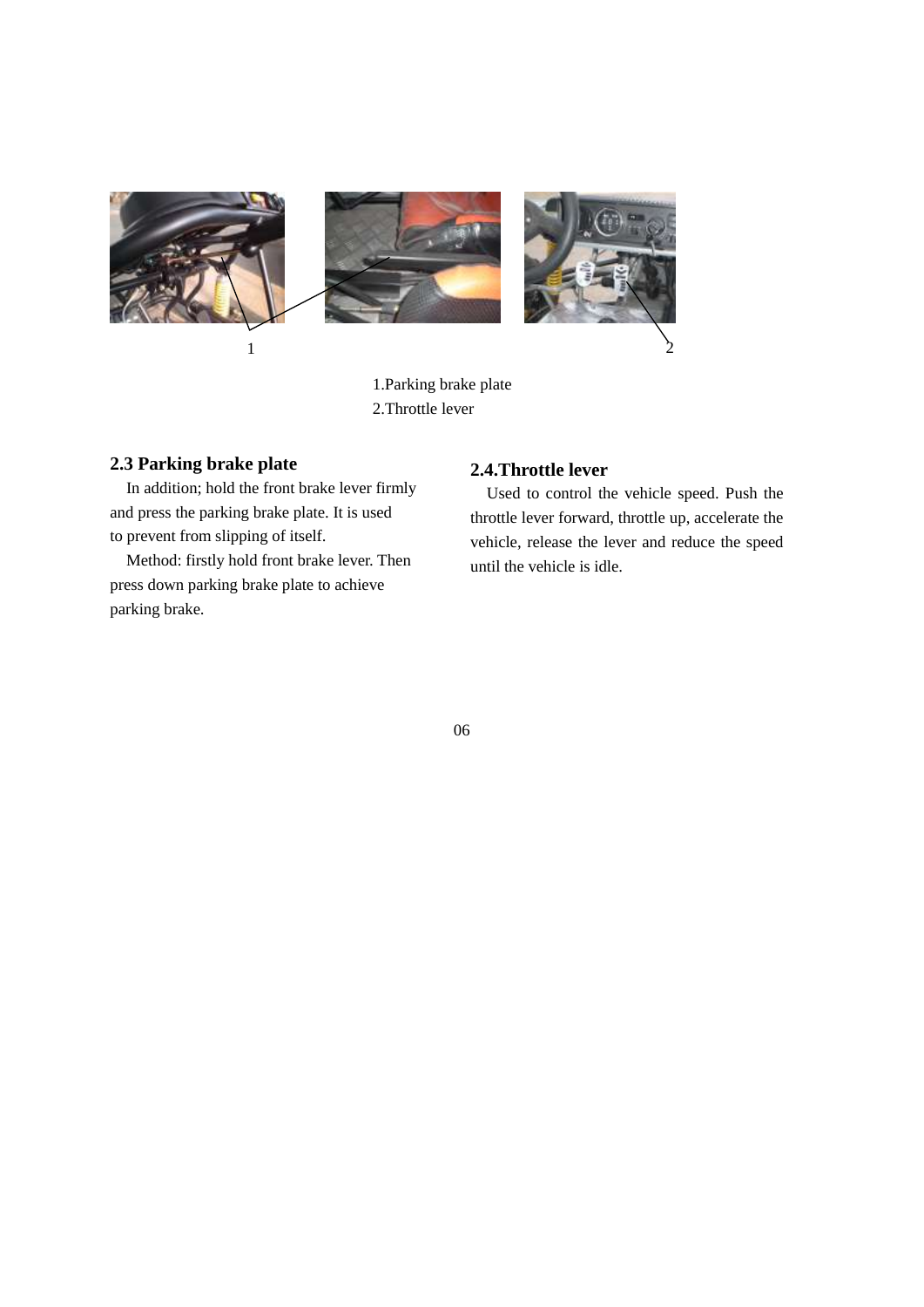1.Parking brake plate
2.Throttle lever

## 2.3 Parking brake plate

In addition; hold the front brake lever firmly and press the parking brake plate. It is used to prevent from slipping of itself.

Method: firstly hold front brake lever. Then press down parking brake plate to achieve parking brake.

## 2.4.Throttle lever

Used to control the vehicle speed. Push the throttle lever forward, throttle up, accelerate the vehicle, release the lever and reduce the speed until the vehicle is idle.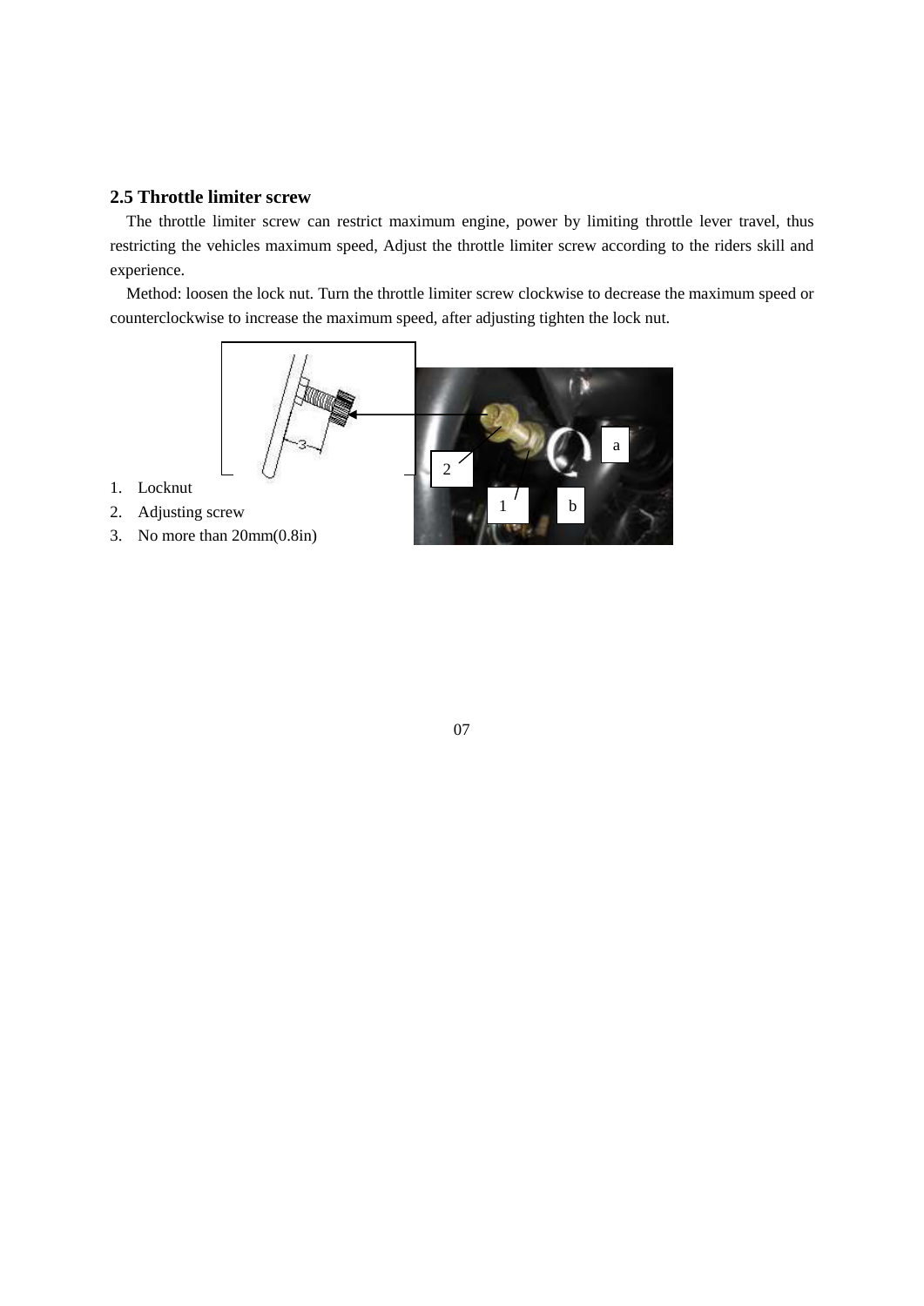## 2.5 Throttle limiter screw

The throttle limiter screw can restrict maximum engine, power by limiting throttle lever travel, thus restricting the vehicles maximum speed, Adjust the throttle limiter screw according to the riders skill and experience.

Method: loosen the lock nut. Turn the throttle limiter screw clockwise to decrease the maximum speed or counterclockwise to increase the maximum speed, after adjusting tighten the lock nut.

1. Locknut
2. Adjusting screw
3. No more than 20mm(0.8in)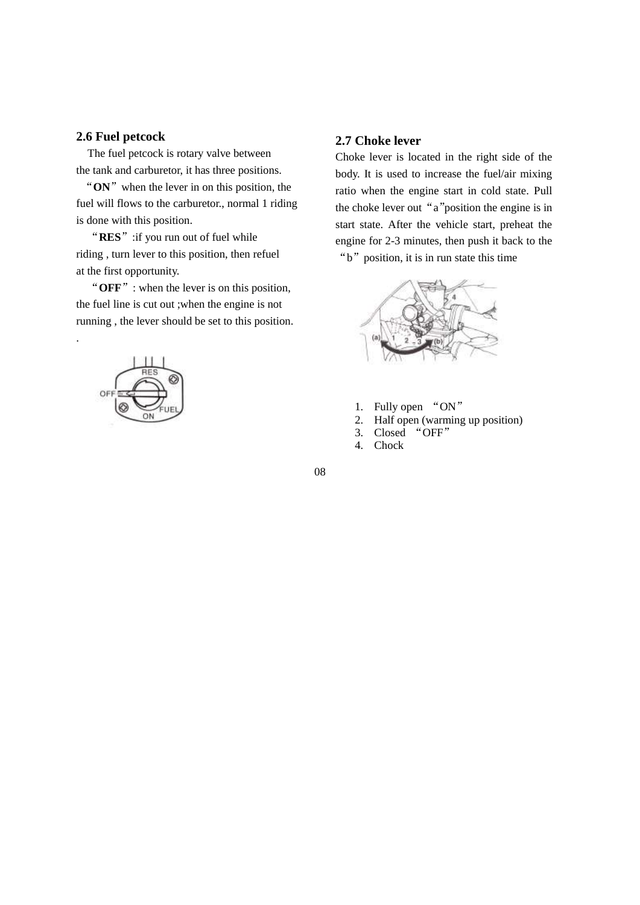## 2.6 Fuel petcock

The fuel petcock is rotary valve between the tank and carburetor, it has three positions.

“**ON**” when the lever in on this position, the fuel will flows to the carburetor., normal 1 riding is done with this position.

“**RES**” :if you run out of fuel while riding , turn lever to this position, then refuel at the first opportunity.

“**OFF**” : when the lever is on this position, the fuel line is cut out ;when the engine is not running , the lever should be set to this position.

.

## 2.7 Choke lever

Choke lever is located in the right side of the body. It is used to increase the fuel/air mixing ratio when the engine start in cold state. Pull the choke lever out “a”position the engine is in start state. After the vehicle start, preheat the engine for 2-3 minutes, then push it back to the “b” position, it is in run state this time

1. Fully open “ON”
2. Half open (warming up position)
3. Closed “OFF”
4. Chock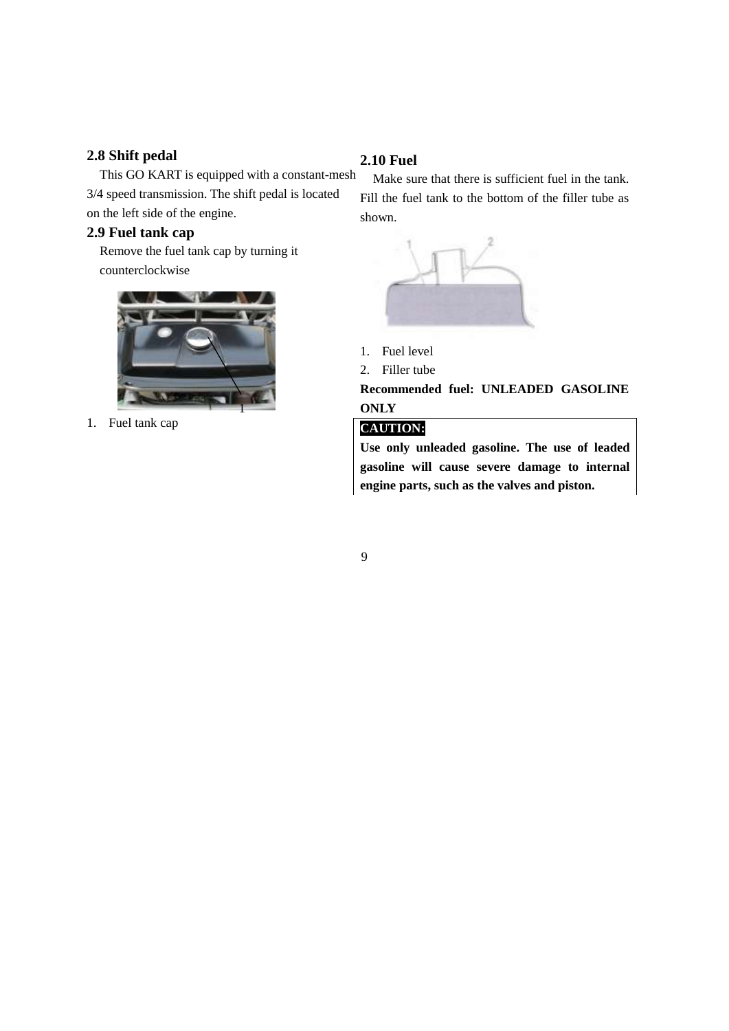## 2.8 Shift pedal

This GO KART is equipped with a constant-mesh 3/4 speed transmission. The shift pedal is located on the left side of the engine.

## 2.9 Fuel tank cap

Remove the fuel tank cap by turning it counterclockwise

1. Fuel tank cap

## 2.10 Fuel

Make sure that there is sufficient fuel in the tank. Fill the fuel tank to the bottom of the filler tube as shown.

1. Fuel level
2. Filler tube

**Recommended fuel: UNLEADED GASOLINE ONLY**

**CAUTION:**

**Use only unleaded gasoline. The use of leaded gasoline will cause severe damage to internal engine parts, such as the valves and piston.**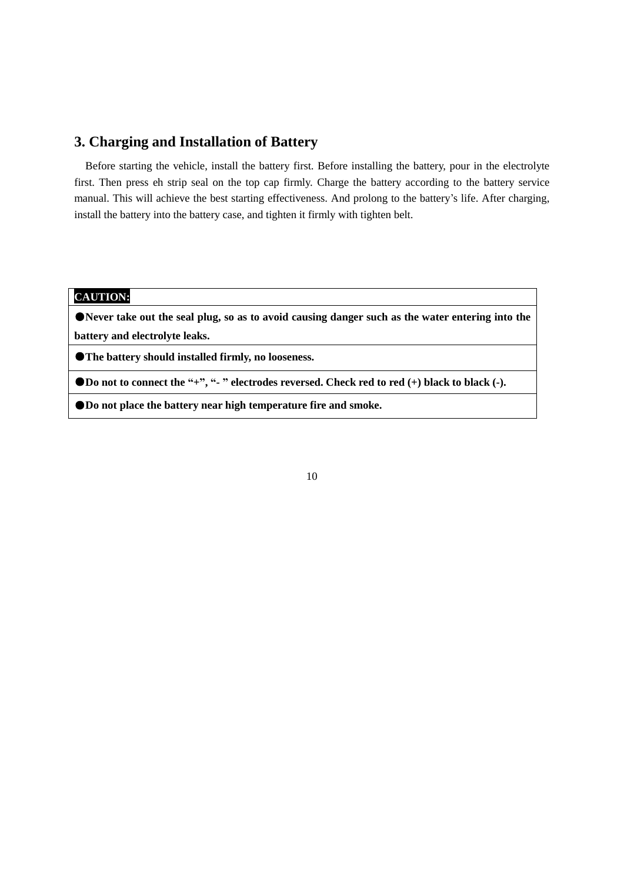## 3. Charging and Installation of Battery

Before starting the vehicle, install the battery first. Before installing the battery, pour in the electrolyte first. Then press eh strip seal on the top cap firmly. Charge the battery according to the battery service manual. This will achieve the best starting effectiveness. And prolong to the battery's life. After charging, install the battery into the battery case, and tighten it firmly with tighten belt.

| **CAUTION:** |
|---|
| ●**Never take out the seal plug, so as to avoid causing danger such as the water entering into the battery and electrolyte leaks.** |
| ●**The battery should installed firmly, no looseness.** |
| ●**Do not to connect the "+", "- " electrodes reversed. Check red to red (+) black to black (-).** |
| ●**Do not place the battery near high temperature fire and smoke.** |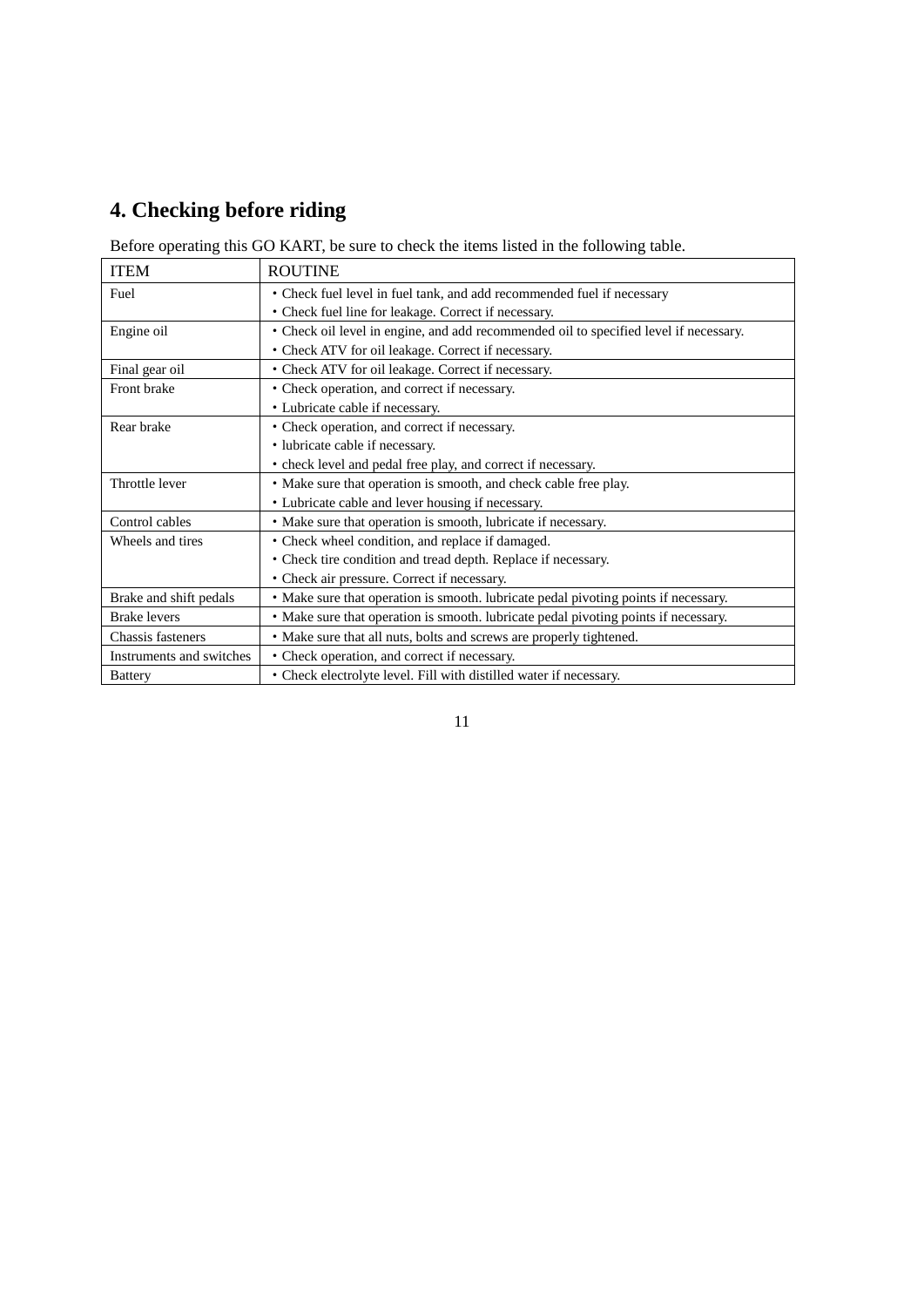## 4. Checking before riding

Before operating this GO KART, be sure to check the items listed in the following table.

| ITEM | ROUTINE |
|---|---|
| Fuel | • Check fuel level in fuel tank, and add recommended fuel if necessary<br>• Check fuel line for leakage. Correct if necessary. |
| Engine oil | • Check oil level in engine, and add recommended oil to specified level if necessary.<br>• Check ATV for oil leakage. Correct if necessary. |
| Final gear oil | • Check ATV for oil leakage. Correct if necessary. |
| Front brake | • Check operation, and correct if necessary.<br>• Lubricate cable if necessary. |
| Rear brake | • Check operation, and correct if necessary.<br>• lubricate cable if necessary.<br>• check level and pedal free play, and correct if necessary. |
| Throttle lever | • Make sure that operation is smooth, and check cable free play.<br>• Lubricate cable and lever housing if necessary. |
| Control cables | • Make sure that operation is smooth, lubricate if necessary. |
| Wheels and tires | • Check wheel condition, and replace if damaged.<br>• Check tire condition and tread depth. Replace if necessary.<br>• Check air pressure. Correct if necessary. |
| Brake and shift pedals | • Make sure that operation is smooth. lubricate pedal pivoting points if necessary. |
| Brake levers | • Make sure that operation is smooth. lubricate pedal pivoting points if necessary. |
| Chassis fasteners | • Make sure that all nuts, bolts and screws are properly tightened. |
| Instruments and switches | • Check operation, and correct if necessary. |
| Battery | • Check electrolyte level. Fill with distilled water if necessary. |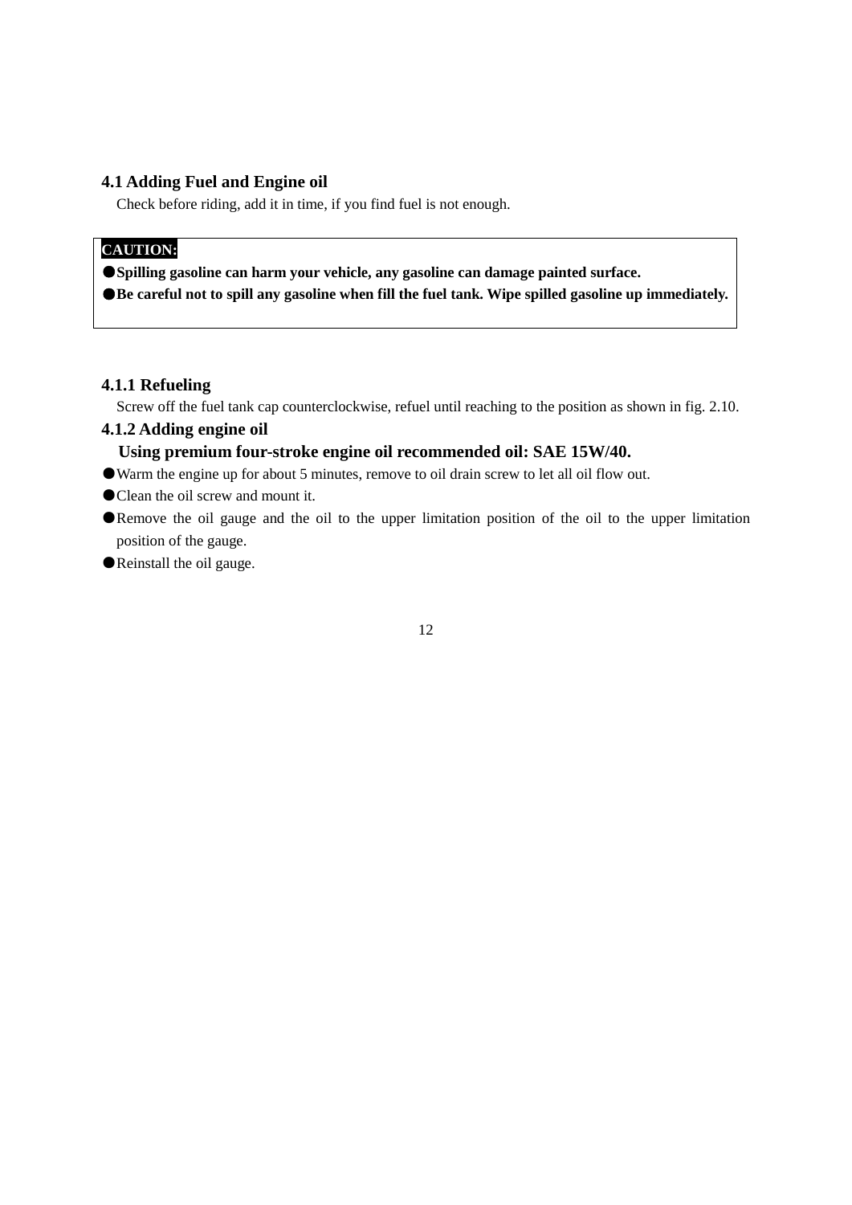## 4.1 Adding Fuel and Engine oil

Check before riding, add it in time, if you find fuel is not enough.

**CAUTION:**

- **Spilling gasoline can harm your vehicle, any gasoline can damage painted surface.**
- **Be careful not to spill any gasoline when fill the fuel tank. Wipe spilled gasoline up immediately.**

### 4.1.1 Refueling

Screw off the fuel tank cap counterclockwise, refuel until reaching to the position as shown in fig. 2.10.

### 4.1.2 Adding engine oil

**Using premium four-stroke engine oil recommended oil: SAE 15W/40.**

- Warm the engine up for about 5 minutes, remove to oil drain screw to let all oil flow out.
- Clean the oil screw and mount it.
- Remove the oil gauge and the oil to the upper limitation position of the oil to the upper limitation position of the gauge.
- Reinstall the oil gauge.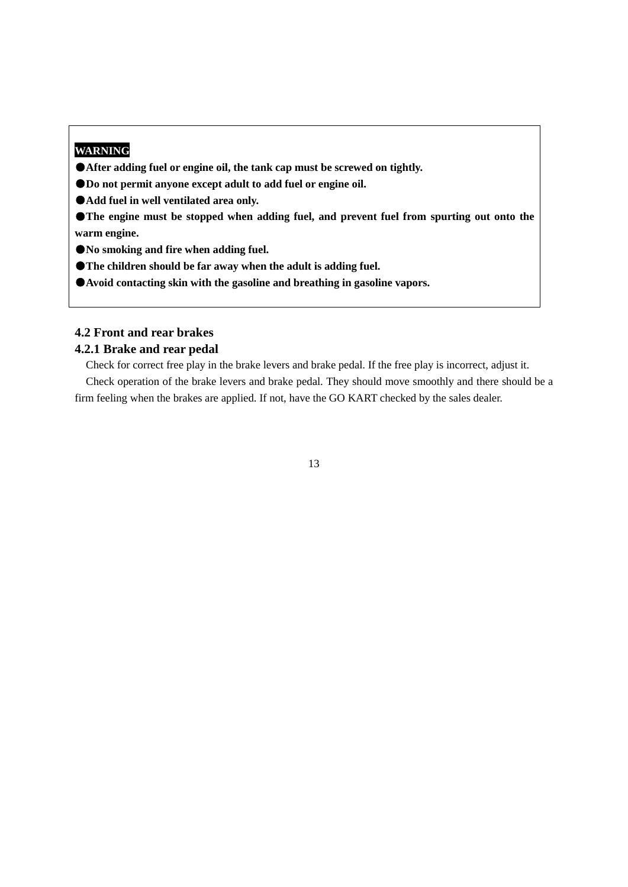**WARNING**

- **After adding fuel or engine oil, the tank cap must be screwed on tightly.**
- **Do not permit anyone except adult to add fuel or engine oil.**
- **Add fuel in well ventilated area only.**
- **The engine must be stopped when adding fuel, and prevent fuel from spurting out onto the warm engine.**
- **No smoking and fire when adding fuel.**
- **The children should be far away when the adult is adding fuel.**
- **Avoid contacting skin with the gasoline and breathing in gasoline vapors.**

### 4.2 Front and rear brakes

#### 4.2.1 Brake and rear pedal

Check for correct free play in the brake levers and brake pedal. If the free play is incorrect, adjust it.

Check operation of the brake levers and brake pedal. They should move smoothly and there should be a firm feeling when the brakes are applied. If not, have the GO KART checked by the sales dealer.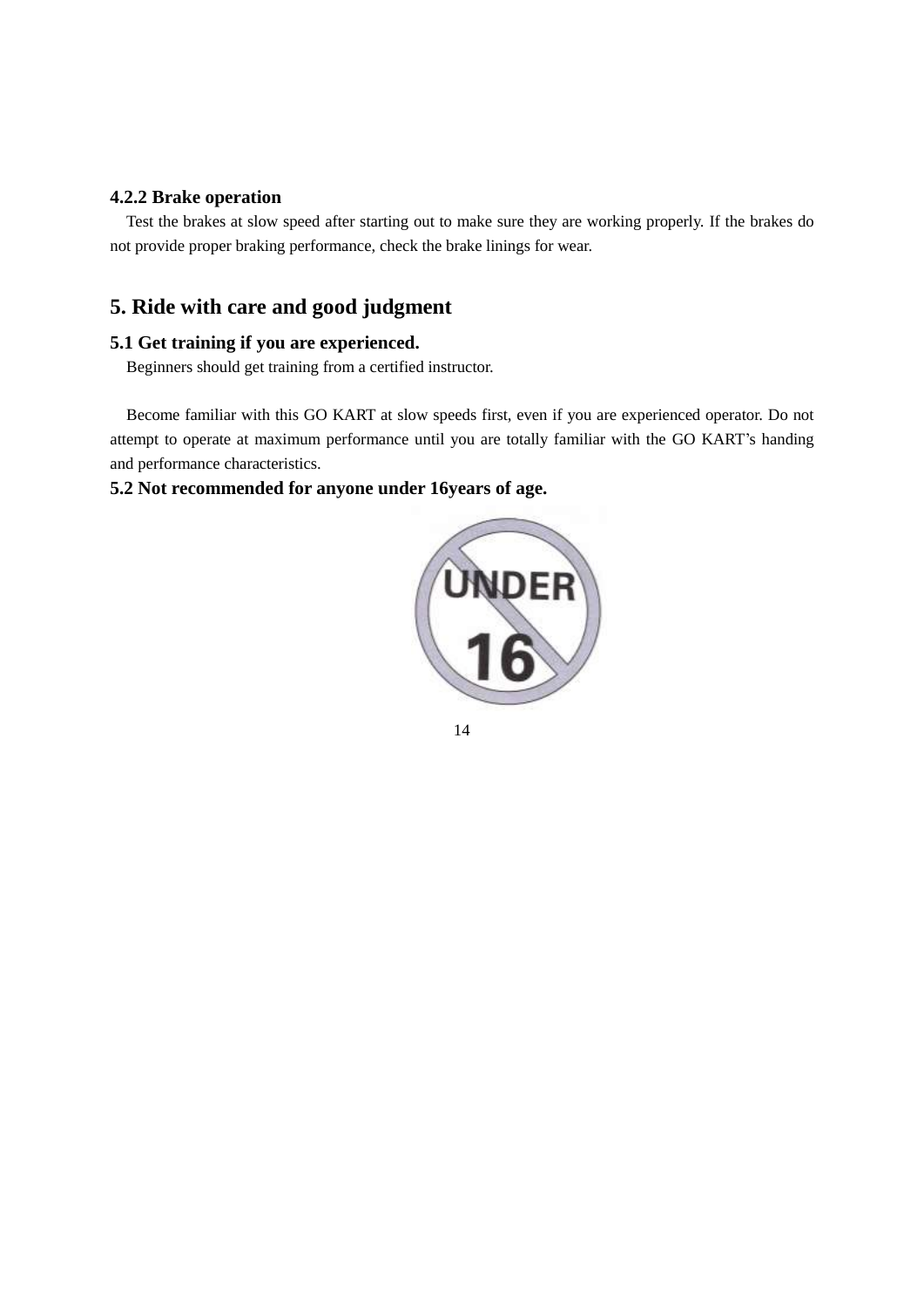### 4.2.2 Brake operation

Test the brakes at slow speed after starting out to make sure they are working properly. If the brakes do not provide proper braking performance, check the brake linings for wear.

## 5. Ride with care and good judgment

### 5.1 Get training if you are experienced.

Beginners should get training from a certified instructor.

Become familiar with this GO KART at slow speeds first, even if you are experienced operator. Do not attempt to operate at maximum performance until you are totally familiar with the GO KART's handing and performance characteristics.

### 5.2 Not recommended for anyone under 16years of age.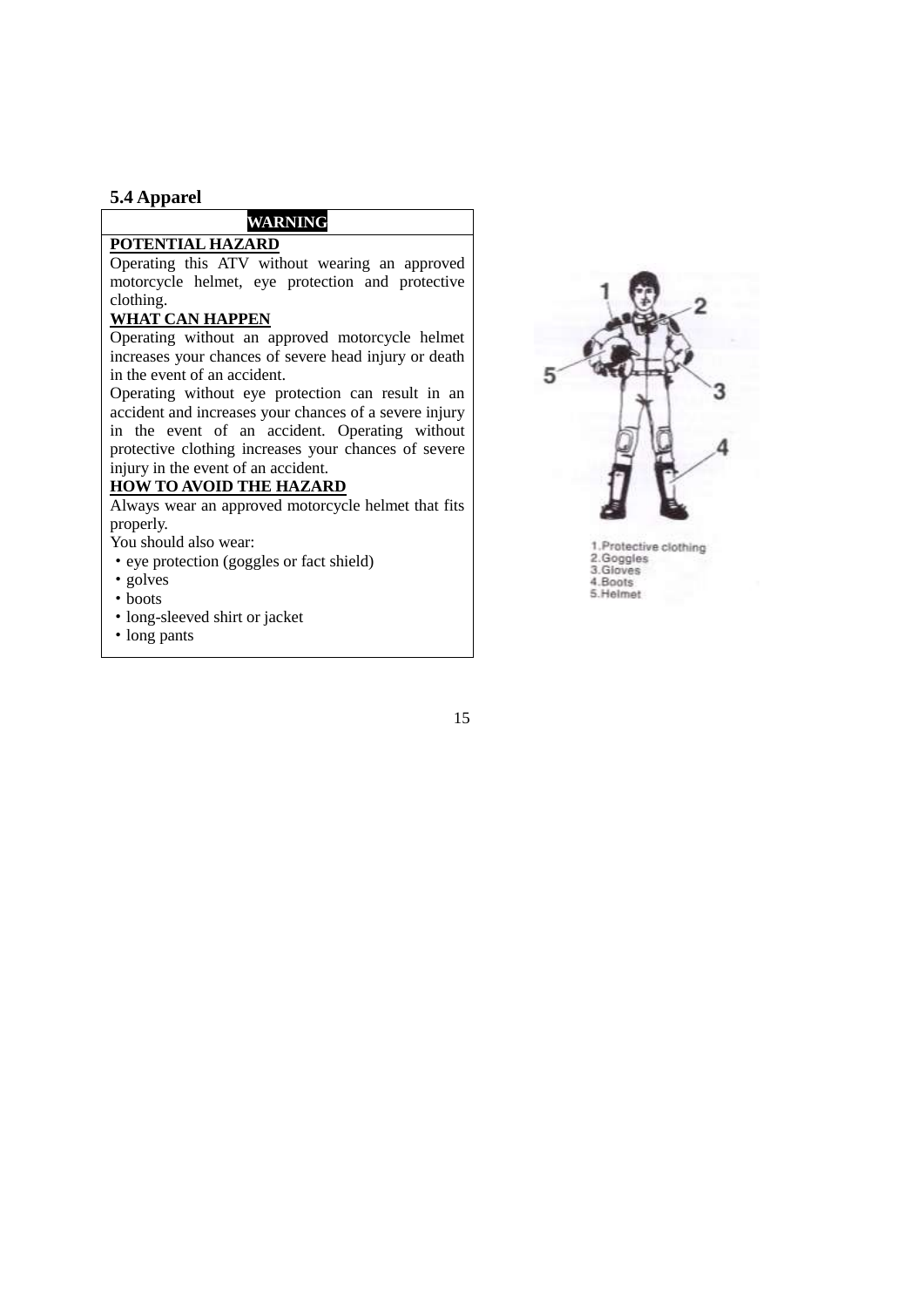## 5.4 Apparel

**WARNING**

**POTENTIAL HAZARD**

Operating this ATV without wearing an approved motorcycle helmet, eye protection and protective clothing.

**WHAT CAN HAPPEN**

Operating without an approved motorcycle helmet increases your chances of severe head injury or death in the event of an accident.

Operating without eye protection can result in an accident and increases your chances of a severe injury in the event of an accident. Operating without protective clothing increases your chances of severe injury in the event of an accident.

**HOW TO AVOID THE HAZARD**

Always wear an approved motorcycle helmet that fits properly.

You should also wear:

- eye protection (goggles or fact shield)
- golves
- boots
- long-sleeved shirt or jacket
- long pants

1. Protective clothing
2. Goggles
3. Gloves
4. Boots
5. Helmet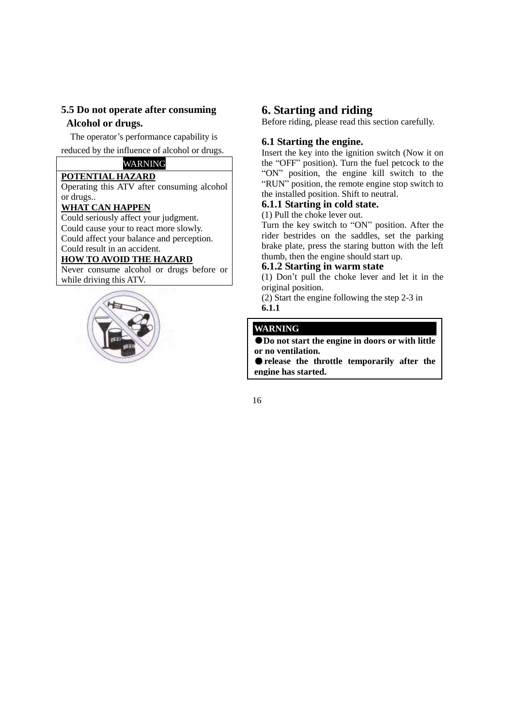## 5.5 Do not operate after consuming Alcohol or drugs.

The operator's performance capability is reduced by the influence of alcohol or drugs.

WARNING

**POTENTIAL HAZARD**

Operating this ATV after consuming alcohol or drugs..

**WHAT CAN HAPPEN**

Could seriously affect your judgment.
Could cause your to react more slowly.
Could affect your balance and perception.
Could result in an accident.

**HOW TO AVOID THE HAZARD**

Never consume alcohol or drugs before or while driving this ATV.

# 6. Starting and riding

Before riding, please read this section carefully.

## 6.1 Starting the engine.

Insert the key into the ignition switch (Now it on the "OFF" position). Turn the fuel petcock to the "ON" position, the engine kill switch to the "RUN" position, the remote engine stop switch to the installed position. Shift to neutral.

### 6.1.1 Starting in cold state.

(1) Pull the choke lever out.

Turn the key switch to "ON" position. After the rider bestrides on the saddles, set the parking brake plate, press the staring button with the left thumb, then the engine should start up.

### 6.1.2 Starting in warm state

(1) Don't pull the choke lever and let it in the original position.

(2) Start the engine following the step 2-3 in **6.1.1**

**WARNING**

●**Do not start the engine in doors or with little or no ventilation.**

●**release the throttle temporarily after the engine has started.**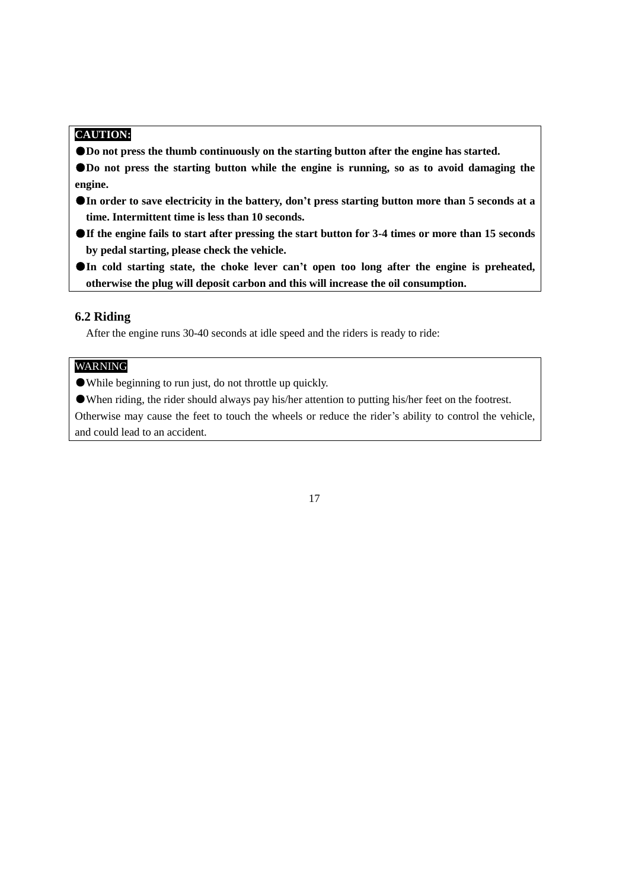**CAUTION:**

- **Do not press the thumb continuously on the starting button after the engine has started.**
- **Do not press the starting button while the engine is running, so as to avoid damaging the engine.**
- **In order to save electricity in the battery, don’t press starting button more than 5 seconds at a time. Intermittent time is less than 10 seconds.**
- **If the engine fails to start after pressing the start button for 3-4 times or more than 15 seconds by pedal starting, please check the vehicle.**
- **In cold starting state, the choke lever can’t open too long after the engine is preheated, otherwise the plug will deposit carbon and this will increase the oil consumption.**

## 6.2 Riding

After the engine runs 30-40 seconds at idle speed and the riders is ready to ride:

WARNING

- While beginning to run just, do not throttle up quickly.
- When riding, the rider should always pay his/her attention to putting his/her feet on the footrest.

Otherwise may cause the feet to touch the wheels or reduce the rider’s ability to control the vehicle, and could lead to an accident.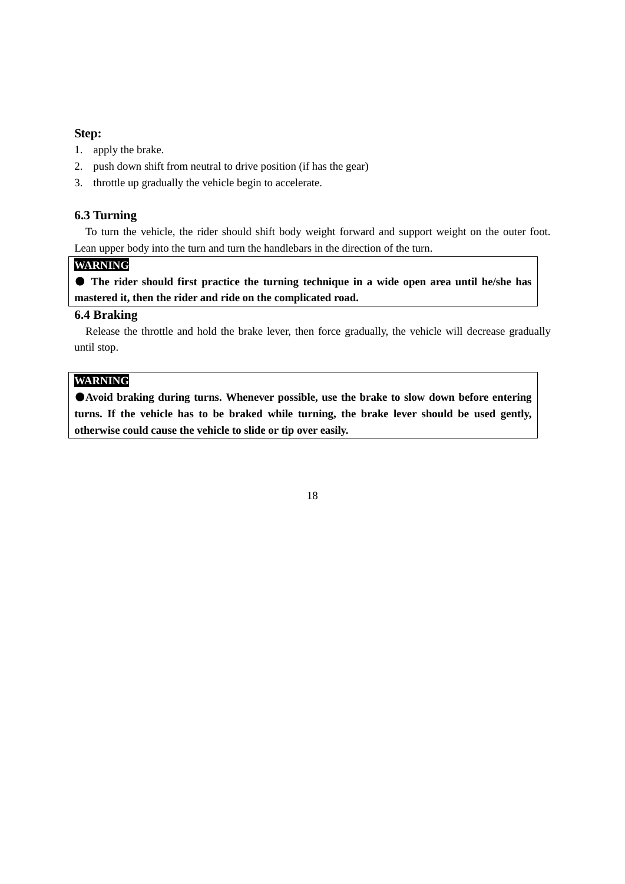**Step:**

1. apply the brake.
2. push down shift from neutral to drive position (if has the gear)
3. throttle up gradually the vehicle begin to accelerate.

## 6.3 Turning

To turn the vehicle, the rider should shift body weight forward and support weight on the outer foot. Lean upper body into the turn and turn the handlebars in the direction of the turn.

**WARNING**

● **The rider should first practice the turning technique in a wide open area until he/she has mastered it, then the rider and ride on the complicated road.**

## 6.4 Braking

Release the throttle and hold the brake lever, then force gradually, the vehicle will decrease gradually until stop.

**WARNING**

●**Avoid braking during turns. Whenever possible, use the brake to slow down before entering turns. If the vehicle has to be braked while turning, the brake lever should be used gently, otherwise could cause the vehicle to slide or tip over easily.**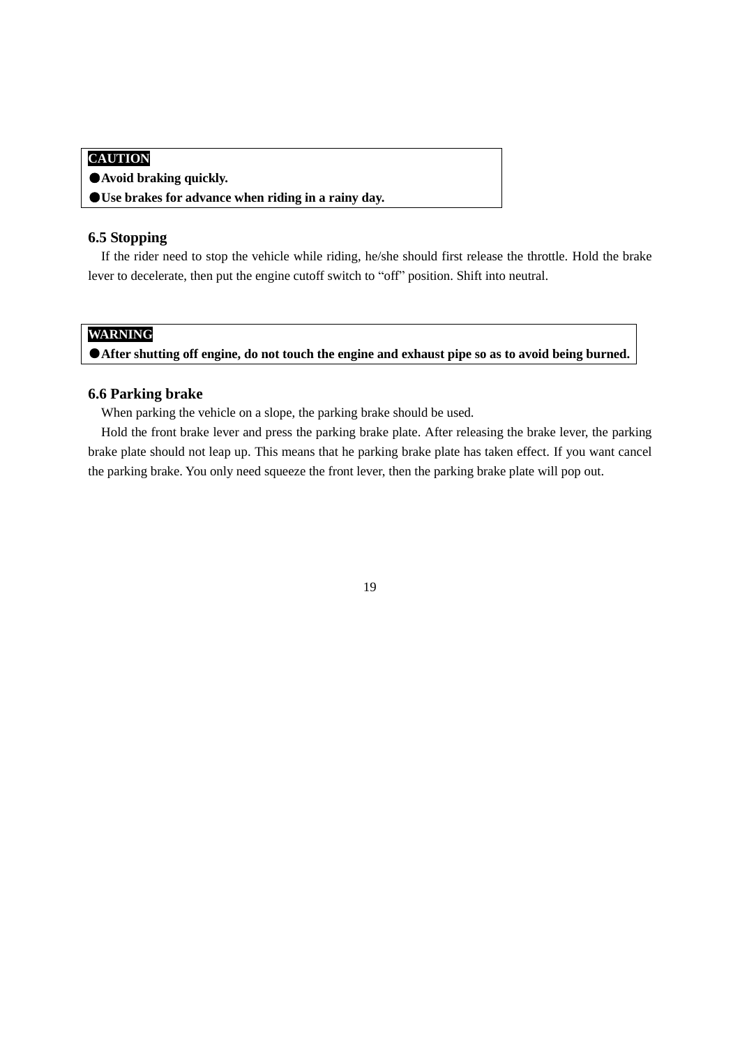**CAUTION**

- **Avoid braking quickly.**
- **Use brakes for advance when riding in a rainy day.**

### 6.5 Stopping

If the rider need to stop the vehicle while riding, he/she should first release the throttle. Hold the brake lever to decelerate, then put the engine cutoff switch to "off" position. Shift into neutral.

**WARNING**

- **After shutting off engine, do not touch the engine and exhaust pipe so as to avoid being burned.**

### 6.6 Parking brake

When parking the vehicle on a slope, the parking brake should be used.

Hold the front brake lever and press the parking brake plate. After releasing the brake lever, the parking brake plate should not leap up. This means that he parking brake plate has taken effect. If you want cancel the parking brake. You only need squeeze the front lever, then the parking brake plate will pop out.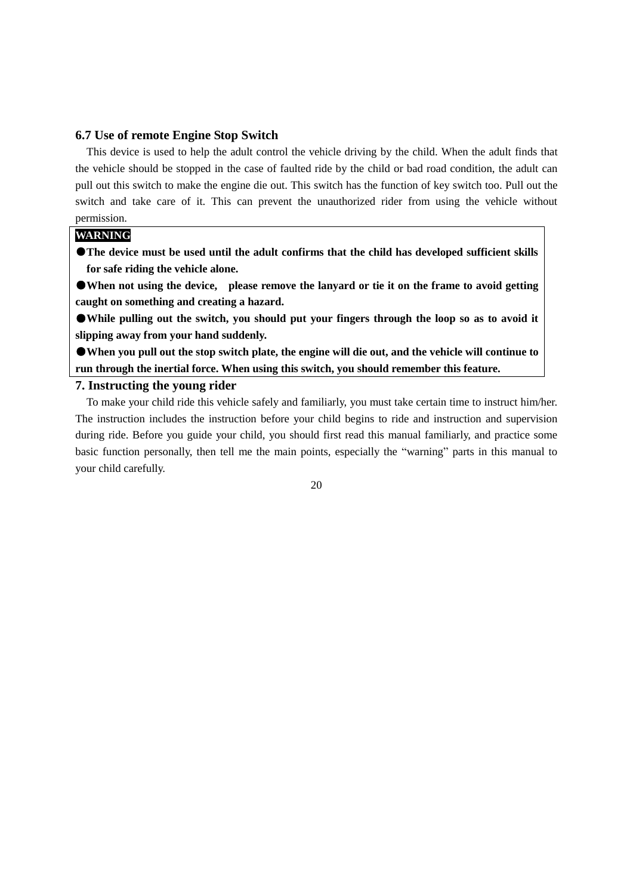### 6.7 Use of remote Engine Stop Switch

This device is used to help the adult control the vehicle driving by the child. When the adult finds that the vehicle should be stopped in the case of faulted ride by the child or bad road condition, the adult can pull out this switch to make the engine die out. This switch has the function of key switch too. Pull out the switch and take care of it. This can prevent the unauthorized rider from using the vehicle without permission.

**WARNING**

- **The device must be used until the adult confirms that the child has developed sufficient skills for safe riding the vehicle alone.**
- **When not using the device, please remove the lanyard or tie it on the frame to avoid getting caught on something and creating a hazard.**
- **While pulling out the switch, you should put your fingers through the loop so as to avoid it slipping away from your hand suddenly.**
- **When you pull out the stop switch plate, the engine will die out, and the vehicle will continue to run through the inertial force. When using this switch, you should remember this feature.**

## 7. Instructing the young rider

To make your child ride this vehicle safely and familiarly, you must take certain time to instruct him/her. The instruction includes the instruction before your child begins to ride and instruction and supervision during ride. Before you guide your child, you should first read this manual familiarly, and practice some basic function personally, then tell me the main points, especially the “warning” parts in this manual to your child carefully.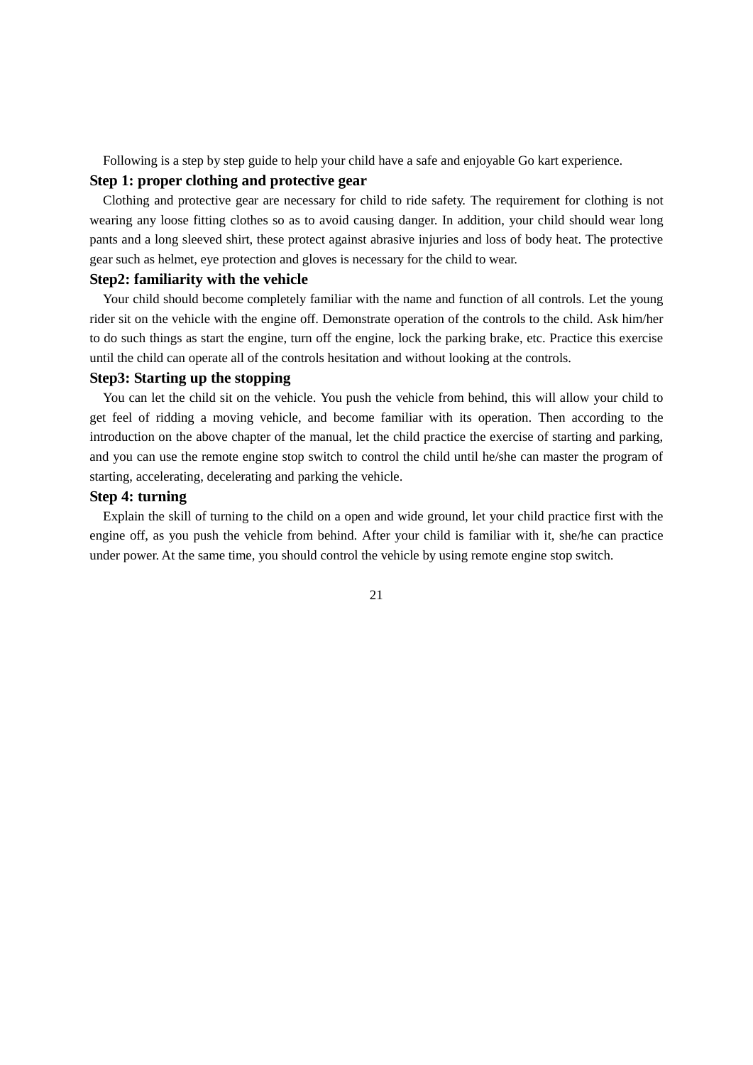Following is a step by step guide to help your child have a safe and enjoyable Go kart experience.

**Step 1: proper clothing and protective gear**

Clothing and protective gear are necessary for child to ride safety. The requirement for clothing is not wearing any loose fitting clothes so as to avoid causing danger. In addition, your child should wear long pants and a long sleeved shirt, these protect against abrasive injuries and loss of body heat. The protective gear such as helmet, eye protection and gloves is necessary for the child to wear.

**Step2: familiarity with the vehicle**

Your child should become completely familiar with the name and function of all controls. Let the young rider sit on the vehicle with the engine off. Demonstrate operation of the controls to the child. Ask him/her to do such things as start the engine, turn off the engine, lock the parking brake, etc. Practice this exercise until the child can operate all of the controls hesitation and without looking at the controls.

**Step3: Starting up the stopping**

You can let the child sit on the vehicle. You push the vehicle from behind, this will allow your child to get feel of ridding a moving vehicle, and become familiar with its operation. Then according to the introduction on the above chapter of the manual, let the child practice the exercise of starting and parking, and you can use the remote engine stop switch to control the child until he/she can master the program of starting, accelerating, decelerating and parking the vehicle.

**Step 4: turning**

Explain the skill of turning to the child on a open and wide ground, let your child practice first with the engine off, as you push the vehicle from behind. After your child is familiar with it, she/he can practice under power. At the same time, you should control the vehicle by using remote engine stop switch.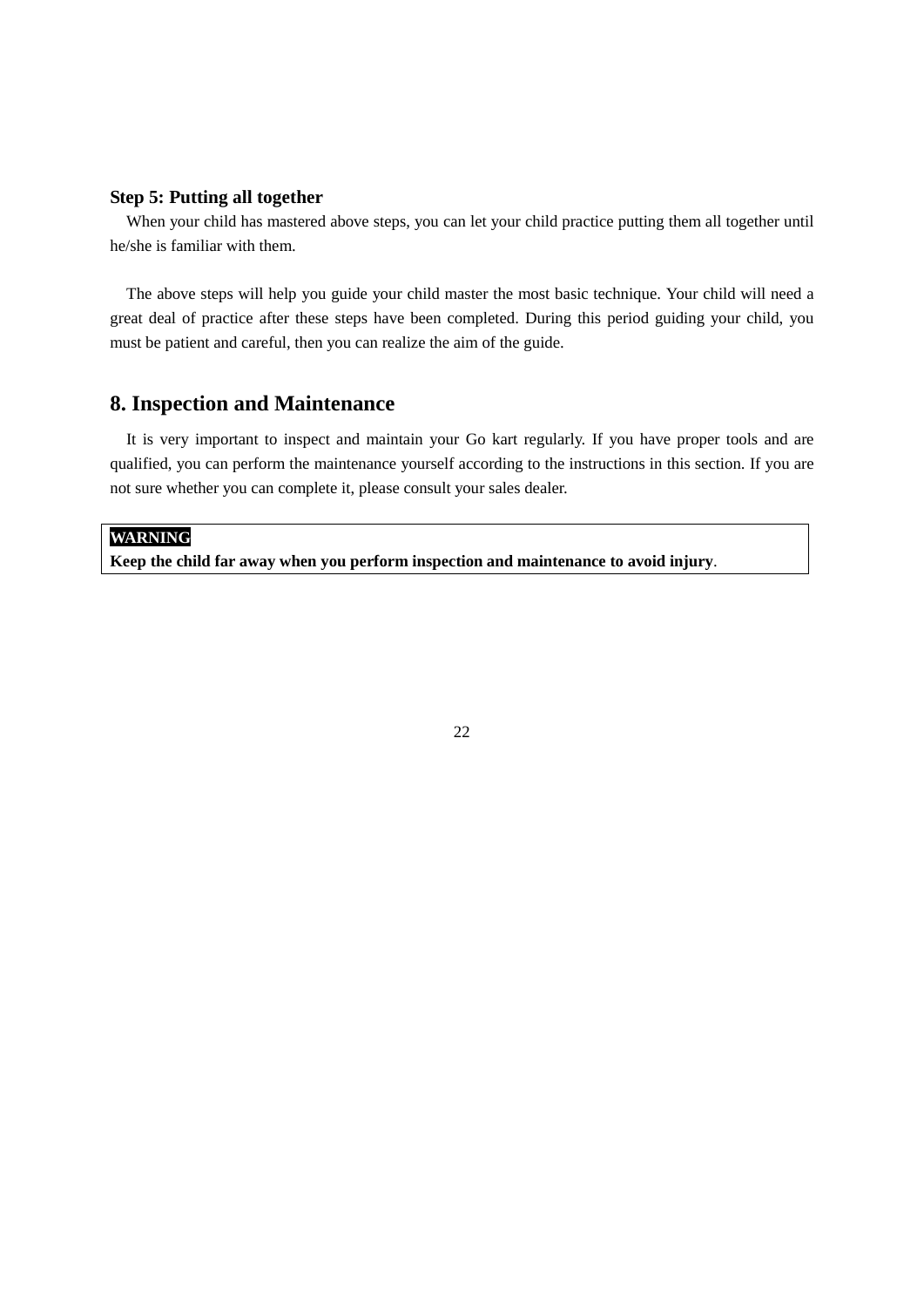### Step 5: Putting all together

When your child has mastered above steps, you can let your child practice putting them all together until he/she is familiar with them.

The above steps will help you guide your child master the most basic technique. Your child will need a great deal of practice after these steps have been completed. During this period guiding your child, you must be patient and careful, then you can realize the aim of the guide.

## 8. Inspection and Maintenance

It is very important to inspect and maintain your Go kart regularly. If you have proper tools and are qualified, you can perform the maintenance yourself according to the instructions in this section. If you are not sure whether you can complete it, please consult your sales dealer.

| **WARNING** |
| --- |
| **Keep the child far away when you perform inspection and maintenance to avoid injury**. |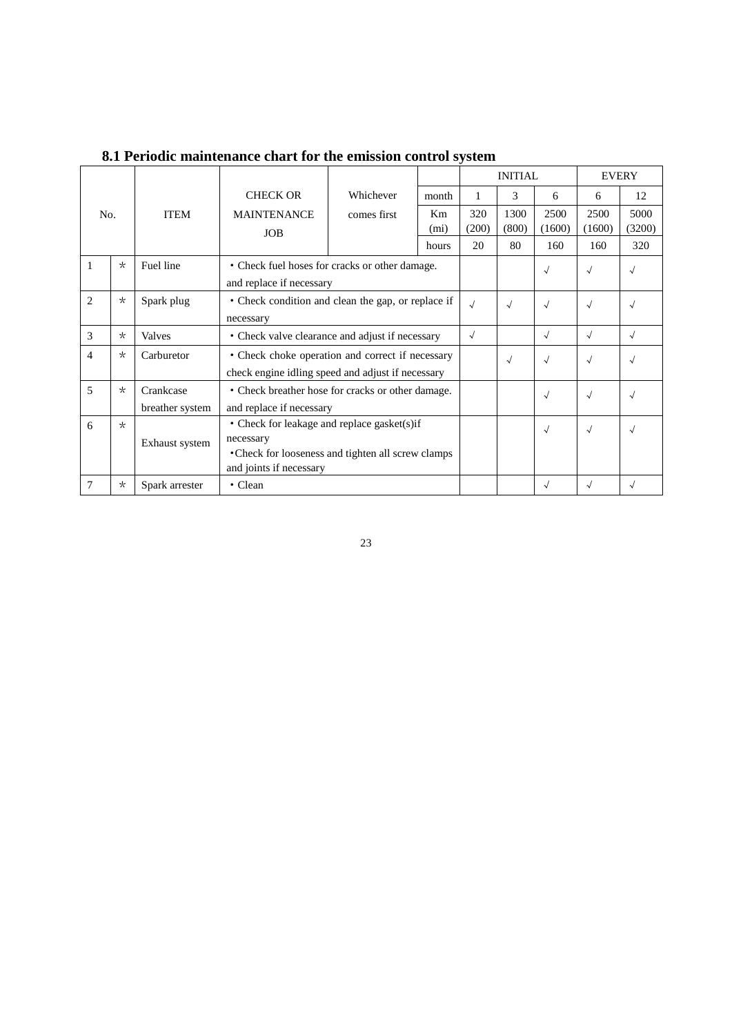### 8.1 Periodic maintenance chart for the emission control system

| No. | | ITEM | CHECK OR MAINTENANCE JOB | Whichever comes first | | INITIAL | | | EVERY | |
|---|---|---|---|---|---|---|---|---|---|---|
| | | | | | month | 1 | 3 | 6 | 6 | 12 |
| | | | | | Km (mi) | 320 (200) | 1300 (800) | 2500 (1600) | 2500 (1600) | 5000 (3200) |
| | | | | | hours | 20 | 80 | 160 | 160 | 320 |
| 1 | * | Fuel line | • Check fuel hoses for cracks or other damage. and replace if necessary | | | | | √ | √ | √ |
| 2 | * | Spark plug | • Check condition and clean the gap, or replace if necessary | | | √ | √ | √ | √ | √ |
| 3 | * | Valves | • Check valve clearance and adjust if necessary | | | √ | | √ | √ | √ |
| 4 | * | Carburetor | • Check choke operation and correct if necessary check engine idling speed and adjust if necessary | | | | √ | √ | √ | √ |
| 5 | * | Crankcase breather system | • Check breather hose for cracks or other damage. and replace if necessary | | | | | √ | √ | √ |
| 6 | * | Exhaust system | • Check for leakage and replace gasket(s)if necessary<br>•Check for looseness and tighten all screw clamps and joints if necessary | | | | | √ | √ | √ |
| 7 | * | Spark arrester | • Clean | | | | | √ | √ | √ |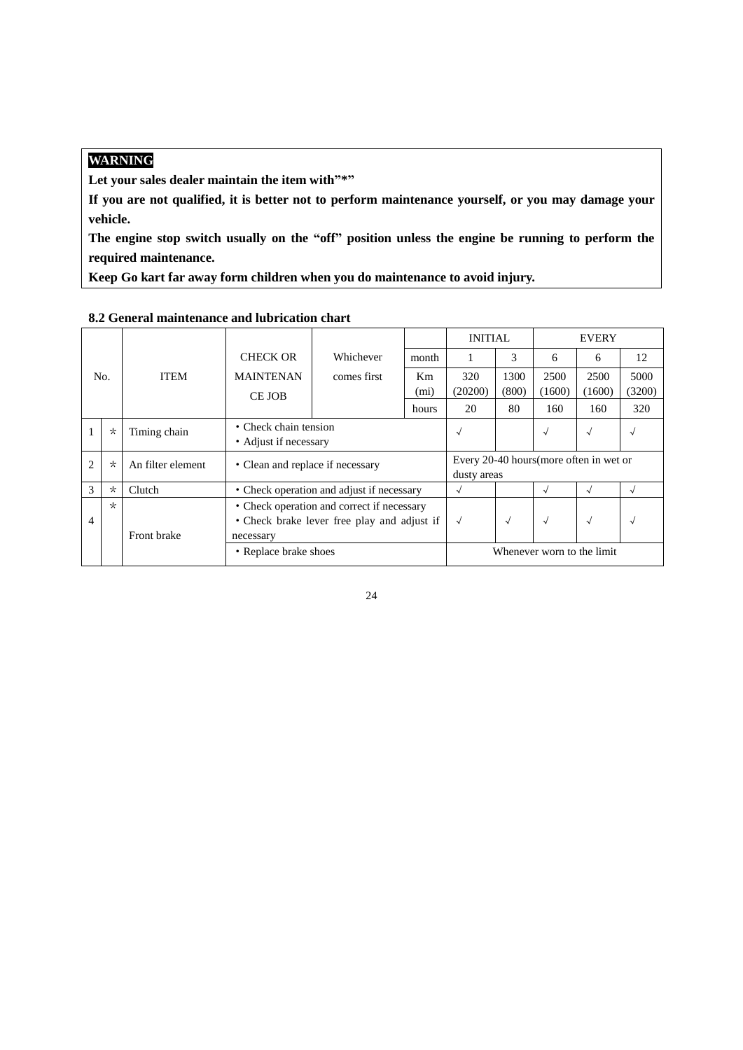**WARNING**

**Let your sales dealer maintain the item with"*"**

**If you are not qualified, it is better not to perform maintenance yourself, or you may damage your vehicle.**

**The engine stop switch usually on the "off" position unless the engine be running to perform the required maintenance.**

**Keep Go kart far away form children when you do maintenance to avoid injury.**

**8.2 General maintenance and lubrication chart**

| No. | | ITEM | CHECK OR MAINTENANCE JOB | Whichever comes first | | INITIAL | | EVERY | | |
|---|---|---|---|---|---|---|---|---|---|---|
| | | | | | month | 1 | 3 | 6 | 6 | 12 |
| | | | | | Km (mi) | 320 (20200) | 1300 (800) | 2500 (1600) | 2500 (1600) | 5000 (3200) |
| | | | | | hours | 20 | 80 | 160 | 160 | 320 |
| 1 | * | Timing chain | • Check chain tension<br>• Adjust if necessary | | | √ | | √ | √ | √ |
| 2 | * | An filter element | • Clean and replace if necessary | | | Every 20-40 hours(more often in wet or dusty areas | | | | |
| 3 | * | Clutch | • Check operation and adjust if necessary | | | √ | | √ | √ | √ |
| 4 | * | Front brake | • Check operation and correct if necessary<br>• Check brake lever free play and adjust if necessary | | | √ | √ | √ | √ | √ |
| | | | • Replace brake shoes | | | Whenever worn to the limit | | | | |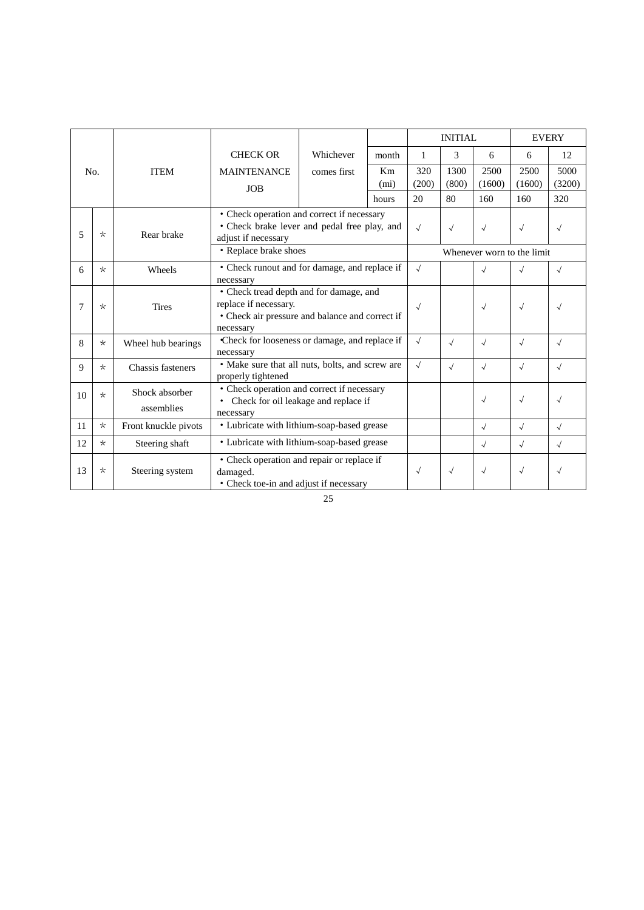| No. | | ITEM | CHECK OR MAINTENANCE JOB | Whichever comes first | | INITIAL | | | EVERY | |
|---|---|---|---|---|---|---|---|---|---|---|
| | | | | | month | 1 | 3 | 6 | 6 | 12 |
| | | | | | Km (mi) | 320 (200) | 1300 (800) | 2500 (1600) | 2500 (1600) | 5000 (3200) |
| | | | | | hours | 20 | 80 | 160 | 160 | 320 |
| 5 | * | Rear brake | • Check operation and correct if necessary<br>• Check brake lever and pedal free play, and adjust if necessary | | | √ | √ | √ | √ | √ |
| | | | • Replace brake shoes | | | Whenever worn to the limit | | | | |
| 6 | * | Wheels | • Check runout and for damage, and replace if necessary | | | √ | | √ | √ | √ |
| 7 | * | Tires | • Check tread depth and for damage, and replace if necessary.<br>• Check air pressure and balance and correct if necessary | | | √ | | √ | √ | √ |
| 8 | * | Wheel hub bearings | •Check for looseness or damage, and replace if necessary | | | √ | √ | √ | √ | √ |
| 9 | * | Chassis fasteners | • Make sure that all nuts, bolts, and screw are properly tightened | | | √ | √ | √ | √ | √ |
| 10 | * | Shock absorber assemblies | • Check operation and correct if necessary<br>• Check for oil leakage and replace if necessary | | | | | √ | √ | √ |
| 11 | * | Front knuckle pivots | • Lubricate with lithium-soap-based grease | | | | | √ | √ | √ |
| 12 | * | Steering shaft | • Lubricate with lithium-soap-based grease | | | | | √ | √ | √ |
| 13 | * | Steering system | • Check operation and repair or replace if damaged.<br>• Check toe-in and adjust if necessary | | | √ | √ | √ | √ | √ |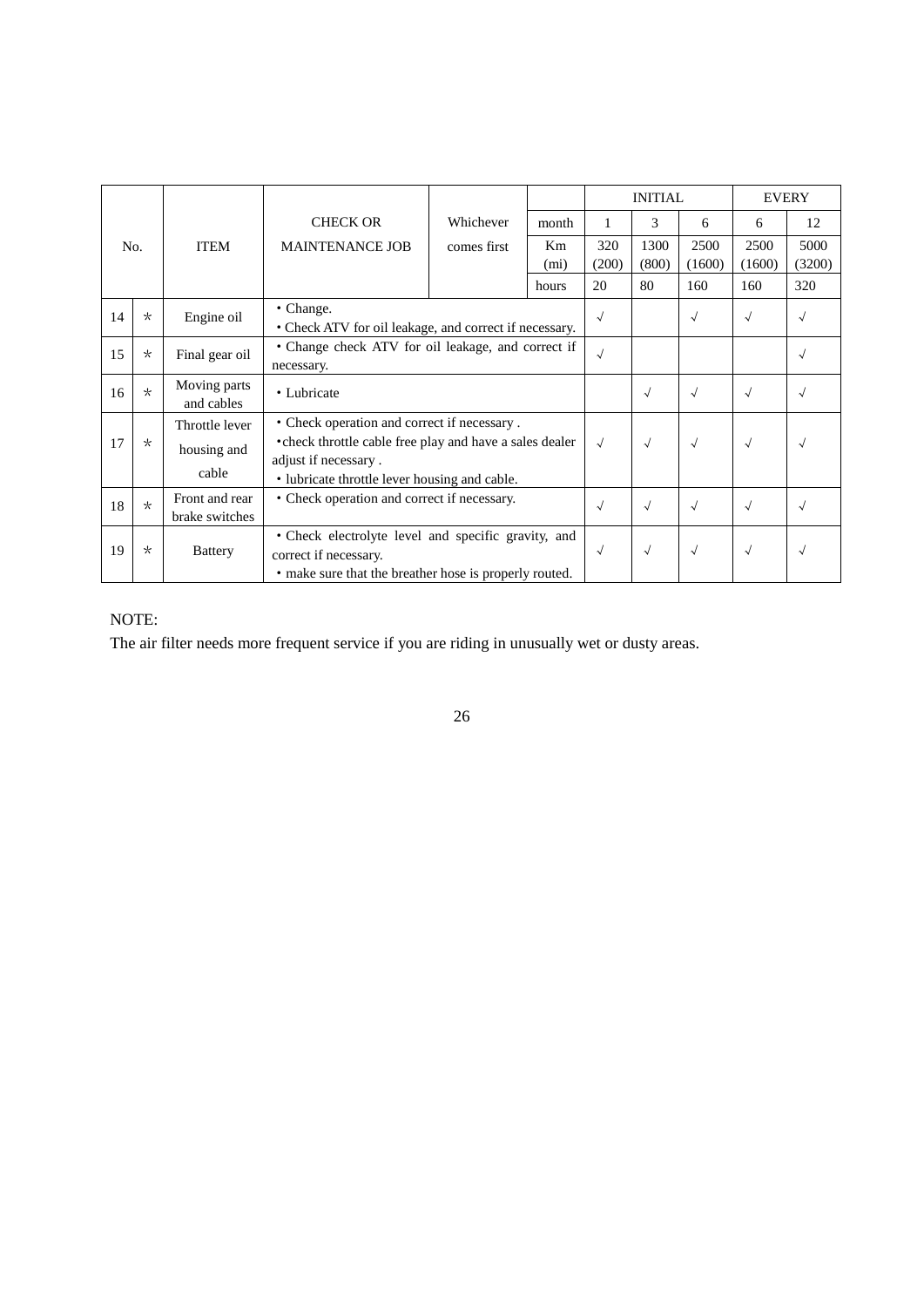| No. | | ITEM | CHECK OR MAINTENANCE JOB | Whichever comes first | | INITIAL | | | EVERY | |
|---|---|---|---|---|---|---|---|---|---|---|
| | | | | | month | 1 | 3 | 6 | 6 | 12 |
| | | | | | Km (mi) | 320 (200) | 1300 (800) | 2500 (1600) | 2500 (1600) | 5000 (3200) |
| | | | | | hours | 20 | 80 | 160 | 160 | 320 |
| 14 | * | Engine oil | • Change.<br>• Check ATV for oil leakage, and correct if necessary. | | | √ | | √ | √ | √ |
| 15 | * | Final gear oil | • Change check ATV for oil leakage, and correct if necessary. | | | √ | | | | √ |
| 16 | * | Moving parts and cables | • Lubricate | | | | √ | √ | √ | √ |
| 17 | * | Throttle lever housing and cable | • Check operation and correct if necessary .<br>•check throttle cable free play and have a sales dealer adjust if necessary .<br>• lubricate throttle lever housing and cable. | | | √ | √ | √ | √ | √ |
| 18 | * | Front and rear brake switches | • Check operation and correct if necessary. | | | √ | √ | √ | √ | √ |
| 19 | * | Battery | • Check electrolyte level and specific gravity, and correct if necessary.<br>• make sure that the breather hose is properly routed. | | | √ | √ | √ | √ | √ |

NOTE:
The air filter needs more frequent service if you are riding in unusually wet or dusty areas.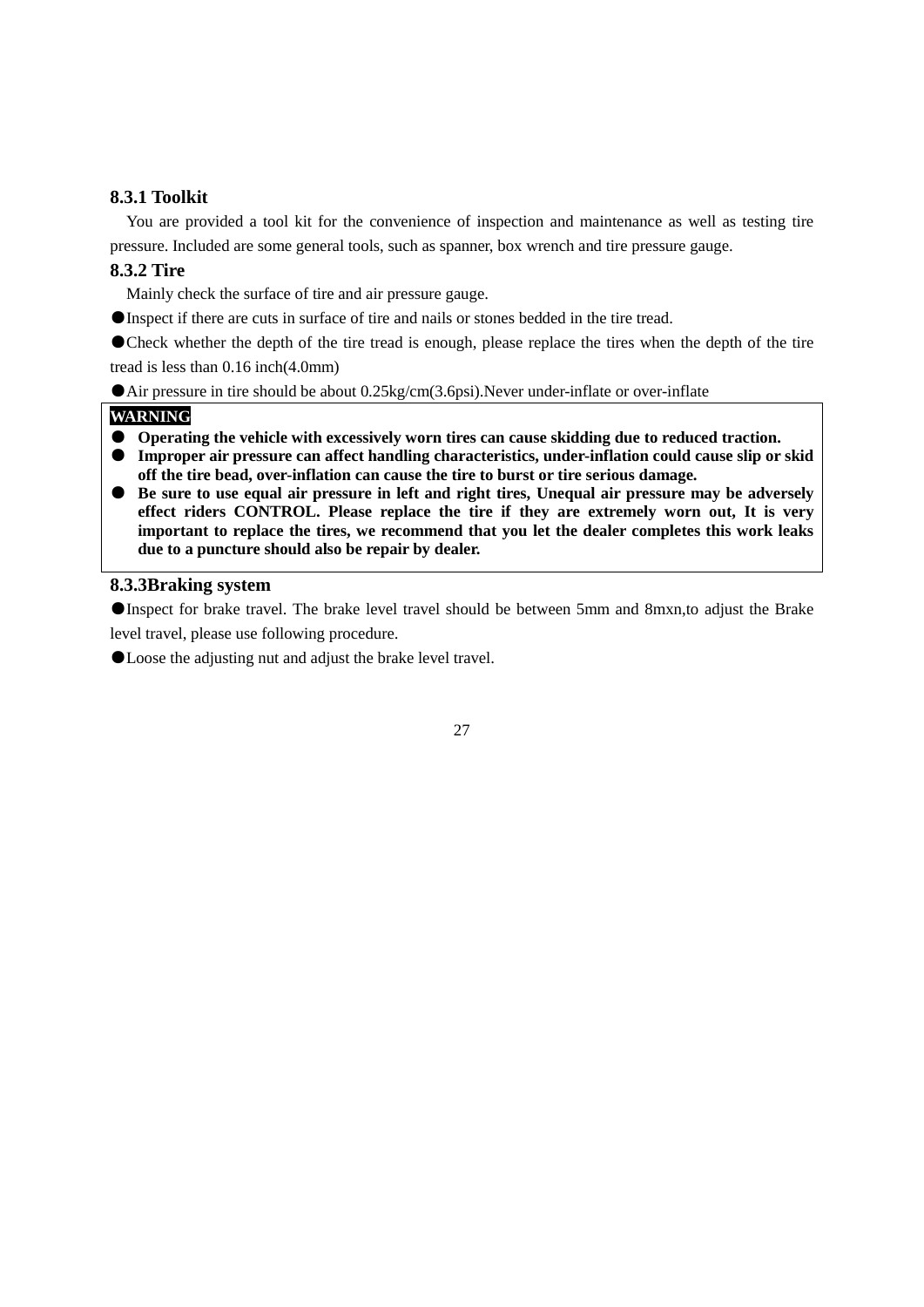### 8.3.1 Toolkit

You are provided a tool kit for the convenience of inspection and maintenance as well as testing tire pressure. Included are some general tools, such as spanner, box wrench and tire pressure gauge.

### 8.3.2 Tire

Mainly check the surface of tire and air pressure gauge.

●Inspect if there are cuts in surface of tire and nails or stones bedded in the tire tread.

●Check whether the depth of the tire tread is enough, please replace the tires when the depth of the tire tread is less than 0.16 inch(4.0mm)

●Air pressure in tire should be about 0.25kg/cm(3.6psi).Never under-inflate or over-inflate

**WARNING**

- **Operating the vehicle with excessively worn tires can cause skidding due to reduced traction.**
- **Improper air pressure can affect handling characteristics, under-inflation could cause slip or skid off the tire bead, over-inflation can cause the tire to burst or tire serious damage.**
- **Be sure to use equal air pressure in left and right tires, Unequal air pressure may be adversely effect riders CONTROL. Please replace the tire if they are extremely worn out, It is very important to replace the tires, we recommend that you let the dealer completes this work leaks due to a puncture should also be repair by dealer.**

### 8.3.3Braking system

●Inspect for brake travel. The brake level travel should be between 5mm and 8mxn,to adjust the Brake level travel, please use following procedure.

●Loose the adjusting nut and adjust the brake level travel.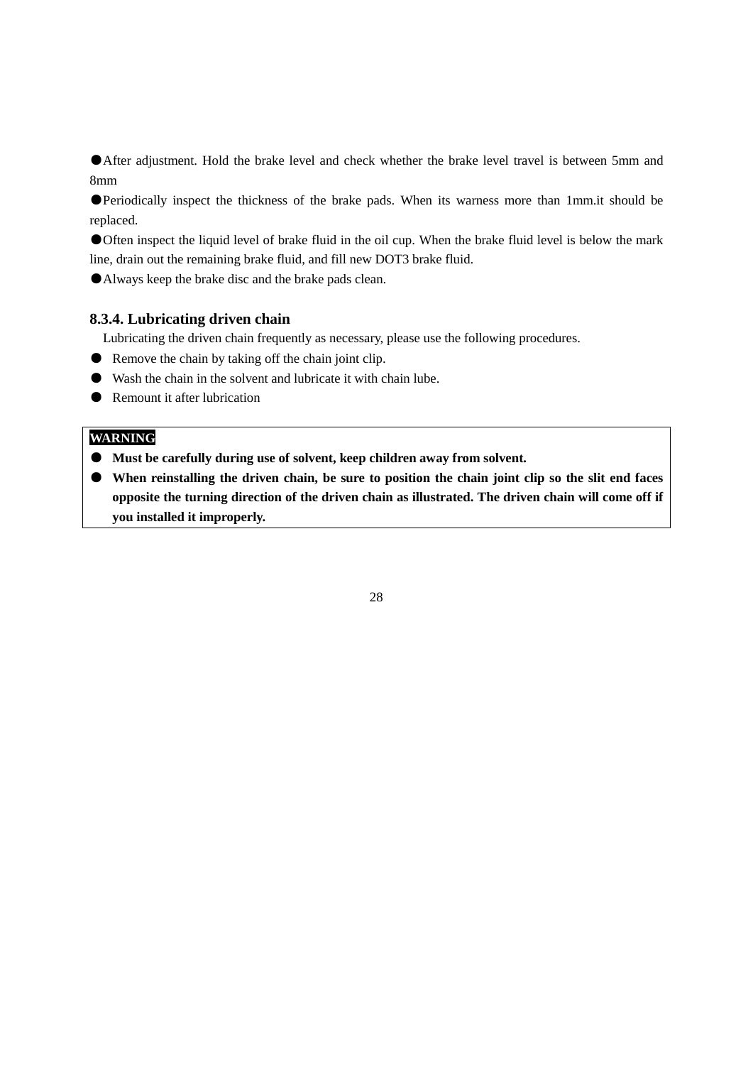●After adjustment. Hold the brake level and check whether the brake level travel is between 5mm and 8mm

●Periodically inspect the thickness of the brake pads. When its warness more than 1mm.it should be replaced.

●Often inspect the liquid level of brake fluid in the oil cup. When the brake fluid level is below the mark line, drain out the remaining brake fluid, and fill new DOT3 brake fluid.

●Always keep the brake disc and the brake pads clean.

### 8.3.4. Lubricating driven chain

Lubricating the driven chain frequently as necessary, please use the following procedures.

- Remove the chain by taking off the chain joint clip.
- Wash the chain in the solvent and lubricate it with chain lube.
- Remount it after lubrication

**WARNING**

- **Must be carefully during use of solvent, keep children away from solvent.**
- **When reinstalling the driven chain, be sure to position the chain joint clip so the slit end faces opposite the turning direction of the driven chain as illustrated. The driven chain will come off if you installed it improperly.**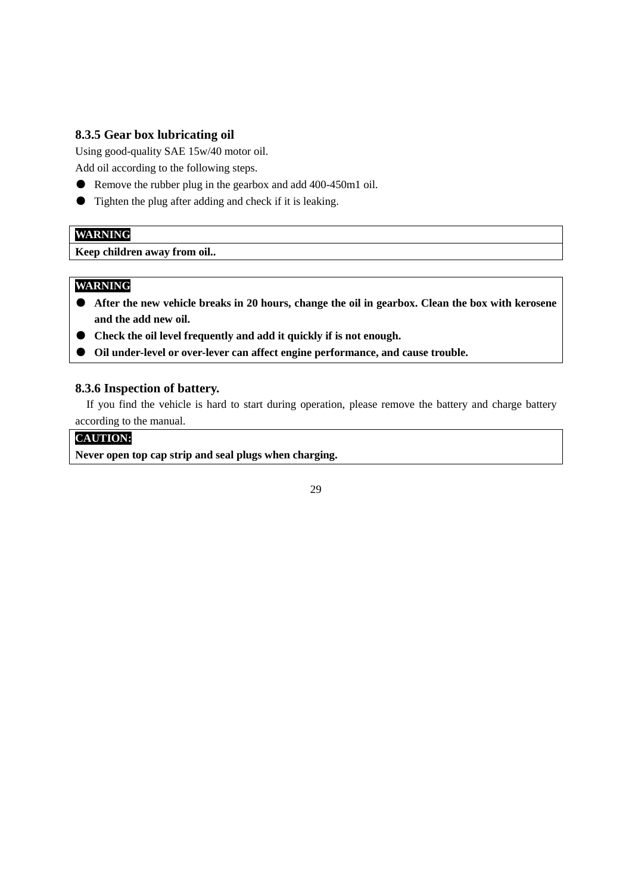### 8.3.5 Gear box lubricating oil

Using good-quality SAE 15w/40 motor oil.

Add oil according to the following steps.

- Remove the rubber plug in the gearbox and add 400-450m1 oil.
- Tighten the plug after adding and check if it is leaking.

| **WARNING** |
|---|
| **Keep children away from oil..** |

**WARNING**

- **After the new vehicle breaks in 20 hours, change the oil in gearbox. Clean the box with kerosene and the add new oil.**
- **Check the oil level frequently and add it quickly if is not enough.**
- **Oil under-level or over-lever can affect engine performance, and cause trouble.**

### 8.3.6 Inspection of battery.

If you find the vehicle is hard to start during operation, please remove the battery and charge battery according to the manual.

| **CAUTION:** |
|---|
| **Never open top cap strip and seal plugs when charging.** |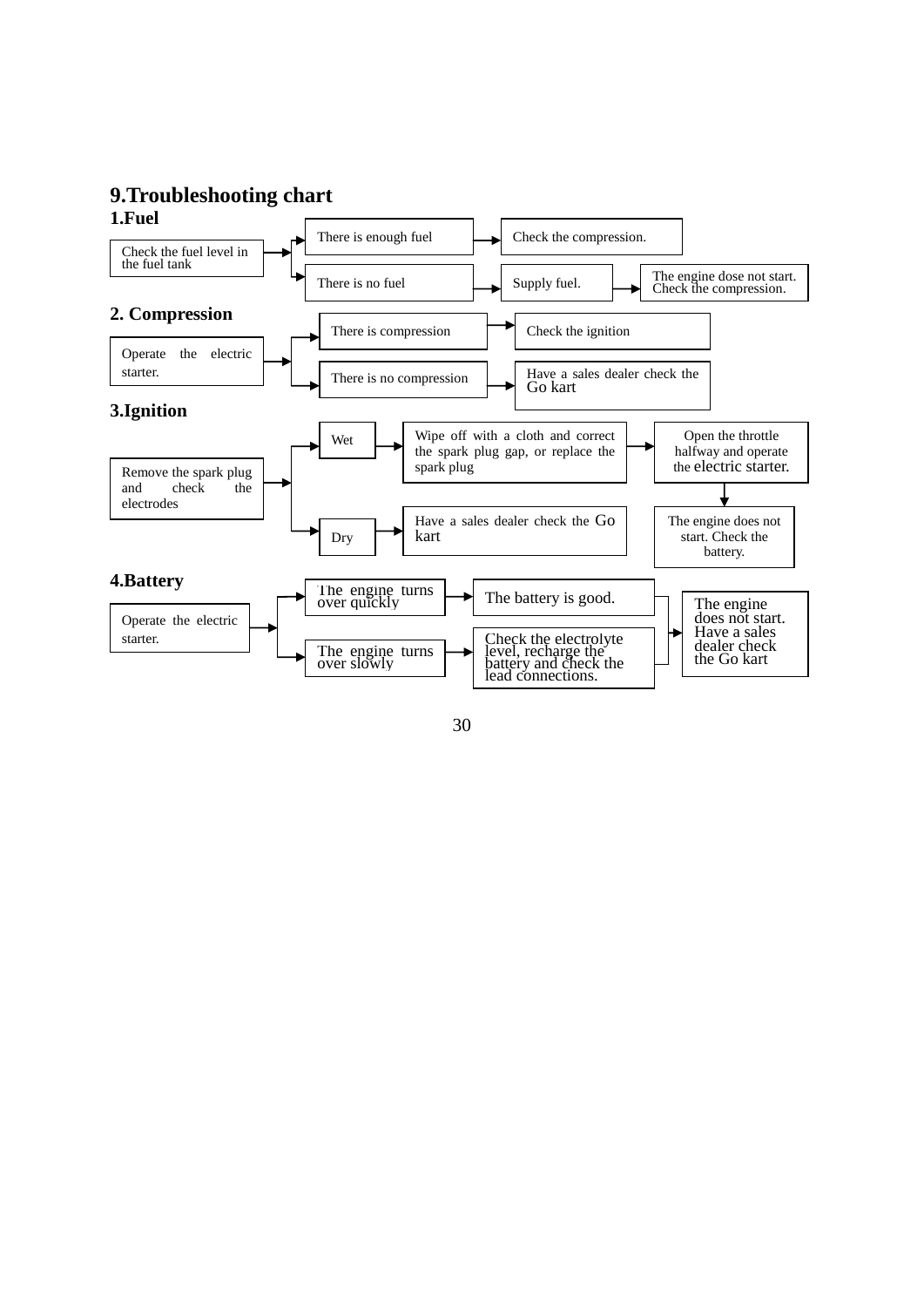# 9.Troubleshooting chart

## 1.Fuel

Check the fuel level in the fuel tank
- → There is enough fuel → Check the compression.
- → There is no fuel → Supply fuel. → The engine dose not start. Check the compression.

## 2. Compression

Operate the electric starter.
- → There is compression → Check the ignition
- → There is no compression → Have a sales dealer check the Go kart

## 3.Ignition

Remove the spark plug and check the electrodes
- → Wet → Wipe off with a cloth and correct the spark plug gap, or replace the spark plug → Open the throttle halfway and operate the electric starter. → The engine does not start. Check the battery.
- → Dry → Have a sales dealer check the Go kart

## 4.Battery

Operate the electric starter.
- → The engine turns over quickly → The battery is good. → The engine does not start. Have a sales dealer check the Go kart
- → The engine turns over slowly → Check the electrolyte level, recharge the battery and check the lead connections. → The engine does not start. Have a sales dealer check the Go kart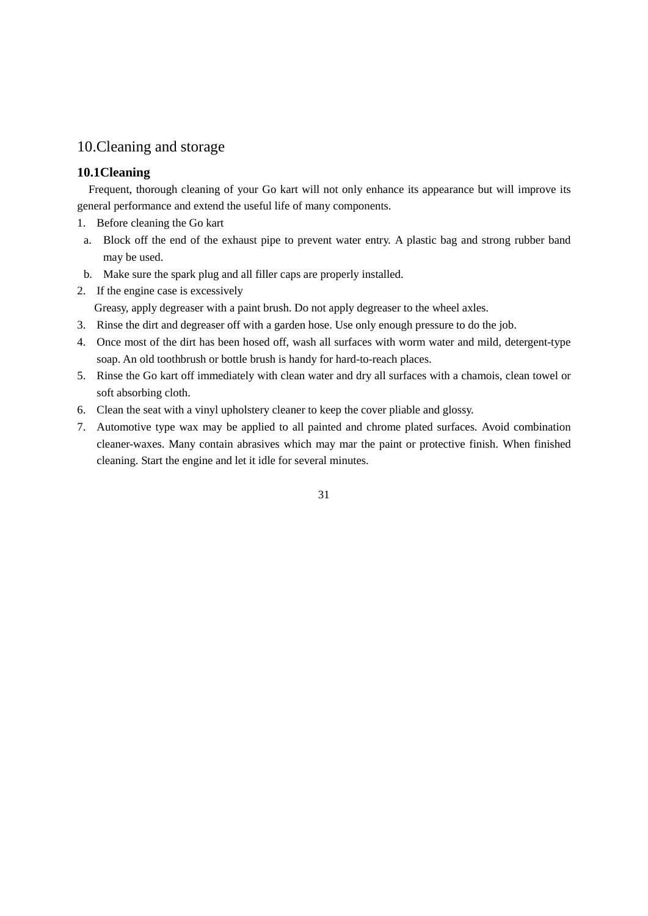# 10.Cleaning and storage

## 10.1Cleaning

Frequent, thorough cleaning of your Go kart will not only enhance its appearance but will improve its general performance and extend the useful life of many components.

1. Before cleaning the Go kart
   a. Block off the end of the exhaust pipe to prevent water entry. A plastic bag and strong rubber band may be used.
   b. Make sure the spark plug and all filler caps are properly installed.
2. If the engine case is excessively
   Greasy, apply degreaser with a paint brush. Do not apply degreaser to the wheel axles.
3. Rinse the dirt and degreaser off with a garden hose. Use only enough pressure to do the job.
4. Once most of the dirt has been hosed off, wash all surfaces with worm water and mild, detergent-type soap. An old toothbrush or bottle brush is handy for hard-to-reach places.
5. Rinse the Go kart off immediately with clean water and dry all surfaces with a chamois, clean towel or soft absorbing cloth.
6. Clean the seat with a vinyl upholstery cleaner to keep the cover pliable and glossy.
7. Automotive type wax may be applied to all painted and chrome plated surfaces. Avoid combination cleaner-waxes. Many contain abrasives which may mar the paint or protective finish. When finished cleaning. Start the engine and let it idle for several minutes.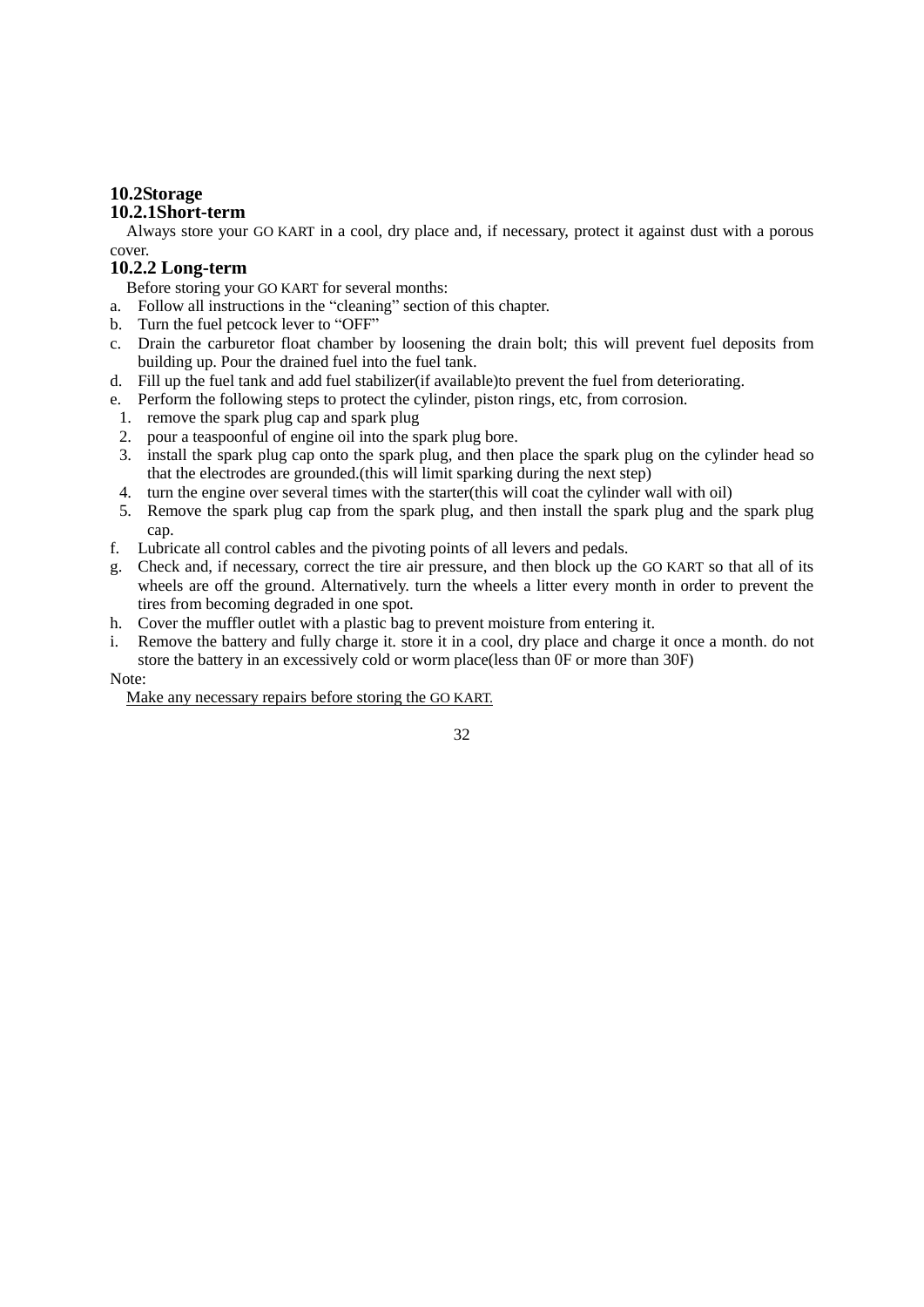## 10.2Storage

### 10.2.1Short-term

Always store your GO KART in a cool, dry place and, if necessary, protect it against dust with a porous cover.

### 10.2.2 Long-term

Before storing your GO KART for several months:

a. Follow all instructions in the “cleaning” section of this chapter.
b. Turn the fuel petcock lever to “OFF”
c. Drain the carburetor float chamber by loosening the drain bolt; this will prevent fuel deposits from building up. Pour the drained fuel into the fuel tank.
d. Fill up the fuel tank and add fuel stabilizer(if available)to prevent the fuel from deteriorating.
e. Perform the following steps to protect the cylinder, piston rings, etc, from corrosion.
   1. remove the spark plug cap and spark plug
   2. pour a teaspoonful of engine oil into the spark plug bore.
   3. install the spark plug cap onto the spark plug, and then place the spark plug on the cylinder head so that the electrodes are grounded.(this will limit sparking during the next step)
   4. turn the engine over several times with the starter(this will coat the cylinder wall with oil)
   5. Remove the spark plug cap from the spark plug, and then install the spark plug and the spark plug cap.
f. Lubricate all control cables and the pivoting points of all levers and pedals.
g. Check and, if necessary, correct the tire air pressure, and then block up the GO KART so that all of its wheels are off the ground. Alternatively. turn the wheels a litter every month in order to prevent the tires from becoming degraded in one spot.
h. Cover the muffler outlet with a plastic bag to prevent moisture from entering it.
i. Remove the battery and fully charge it. store it in a cool, dry place and charge it once a month. do not store the battery in an excessively cold or worm place(less than 0F or more than 30F)

Note:

Make any necessary repairs before storing the GO KART.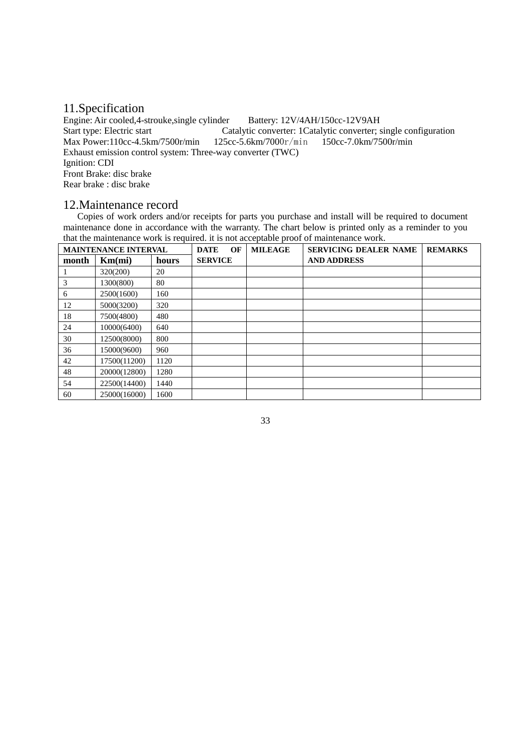## 11.Specification

Engine: Air cooled,4-strouke,single cylinder    Battery: 12V/4AH/150cc-12V9AH
Start type: Electric start    Catalytic converter: 1Catalytic converter; single configuration
Max Power:110cc-4.5km/7500r/min    125cc-5.6km/7000r/min    150cc-7.0km/7500r/min
Exhaust emission control system: Three-way converter (TWC)
Ignition: CDI
Front Brake: disc brake
Rear brake : disc brake

## 12.Maintenance record

Copies of work orders and/or receipts for parts you purchase and install will be required to document maintenance done in accordance with the warranty. The chart below is printed only as a reminder to you that the maintenance work is required. it is not acceptable proof of maintenance work.

| **MAINTENANCE INTERVAL** | | | **DATE OF SERVICE** | **MILEAGE** | **SERVICING DEALER NAME AND ADDRESS** | **REMARKS** |
|---|---|---|---|---|---|---|
| **month** | **Km(mi)** | **hours** | | | | |
| 1 | 320(200) | 20 | | | | |
| 3 | 1300(800) | 80 | | | | |
| 6 | 2500(1600) | 160 | | | | |
| 12 | 5000(3200) | 320 | | | | |
| 18 | 7500(4800) | 480 | | | | |
| 24 | 10000(6400) | 640 | | | | |
| 30 | 12500(8000) | 800 | | | | |
| 36 | 15000(9600) | 960 | | | | |
| 42 | 17500(11200) | 1120 | | | | |
| 48 | 20000(12800) | 1280 | | | | |
| 54 | 22500(14400) | 1440 | | | | |
| 60 | 25000(16000) | 1600 | | | | |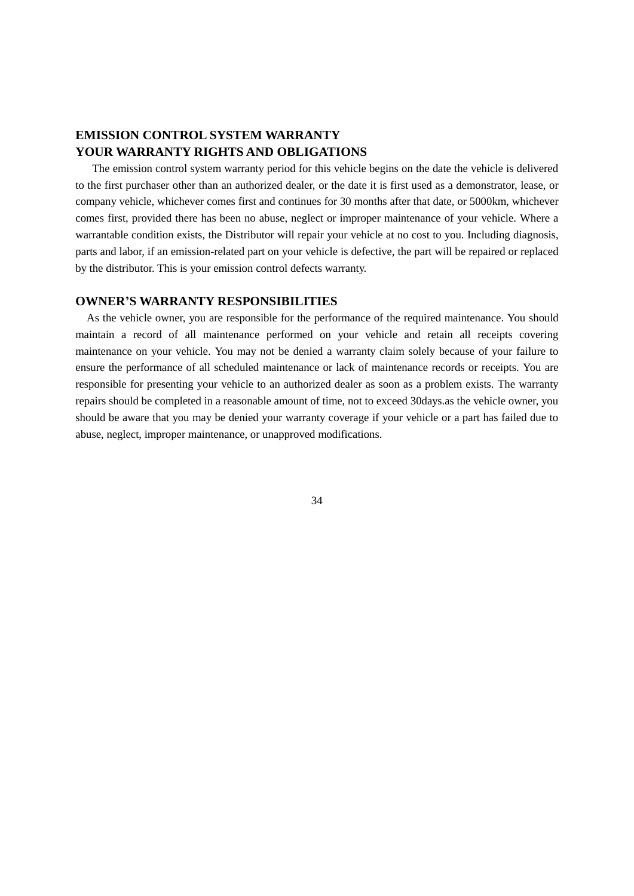## EMISSION CONTROL SYSTEM WARRANTY

## YOUR WARRANTY RIGHTS AND OBLIGATIONS

The emission control system warranty period for this vehicle begins on the date the vehicle is delivered to the first purchaser other than an authorized dealer, or the date it is first used as a demonstrator, lease, or company vehicle, whichever comes first and continues for 30 months after that date, or 5000km, whichever comes first, provided there has been no abuse, neglect or improper maintenance of your vehicle. Where a warrantable condition exists, the Distributor will repair your vehicle at no cost to you. Including diagnosis, parts and labor, if an emission-related part on your vehicle is defective, the part will be repaired or replaced by the distributor. This is your emission control defects warranty.

## OWNER'S WARRANTY RESPONSIBILITIES

As the vehicle owner, you are responsible for the performance of the required maintenance. You should maintain a record of all maintenance performed on your vehicle and retain all receipts covering maintenance on your vehicle. You may not be denied a warranty claim solely because of your failure to ensure the performance of all scheduled maintenance or lack of maintenance records or receipts. You are responsible for presenting your vehicle to an authorized dealer as soon as a problem exists. The warranty repairs should be completed in a reasonable amount of time, not to exceed 30days.as the vehicle owner, you should be aware that you may be denied your warranty coverage if your vehicle or a part has failed due to abuse, neglect, improper maintenance, or unapproved modifications.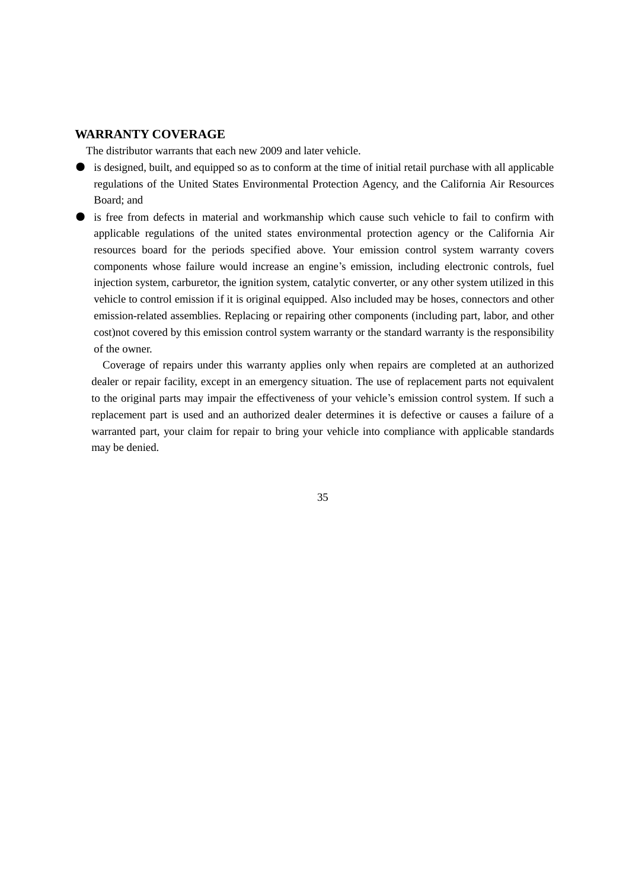## WARRANTY COVERAGE

The distributor warrants that each new 2009 and later vehicle.

- is designed, built, and equipped so as to conform at the time of initial retail purchase with all applicable regulations of the United States Environmental Protection Agency, and the California Air Resources Board; and
- is free from defects in material and workmanship which cause such vehicle to fail to confirm with applicable regulations of the united states environmental protection agency or the California Air resources board for the periods specified above. Your emission control system warranty covers components whose failure would increase an engine's emission, including electronic controls, fuel injection system, carburetor, the ignition system, catalytic converter, or any other system utilized in this vehicle to control emission if it is original equipped. Also included may be hoses, connectors and other emission-related assemblies. Replacing or repairing other components (including part, labor, and other cost)not covered by this emission control system warranty or the standard warranty is the responsibility of the owner.

Coverage of repairs under this warranty applies only when repairs are completed at an authorized dealer or repair facility, except in an emergency situation. The use of replacement parts not equivalent to the original parts may impair the effectiveness of your vehicle's emission control system. If such a replacement part is used and an authorized dealer determines it is defective or causes a failure of a warranted part, your claim for repair to bring your vehicle into compliance with applicable standards may be denied.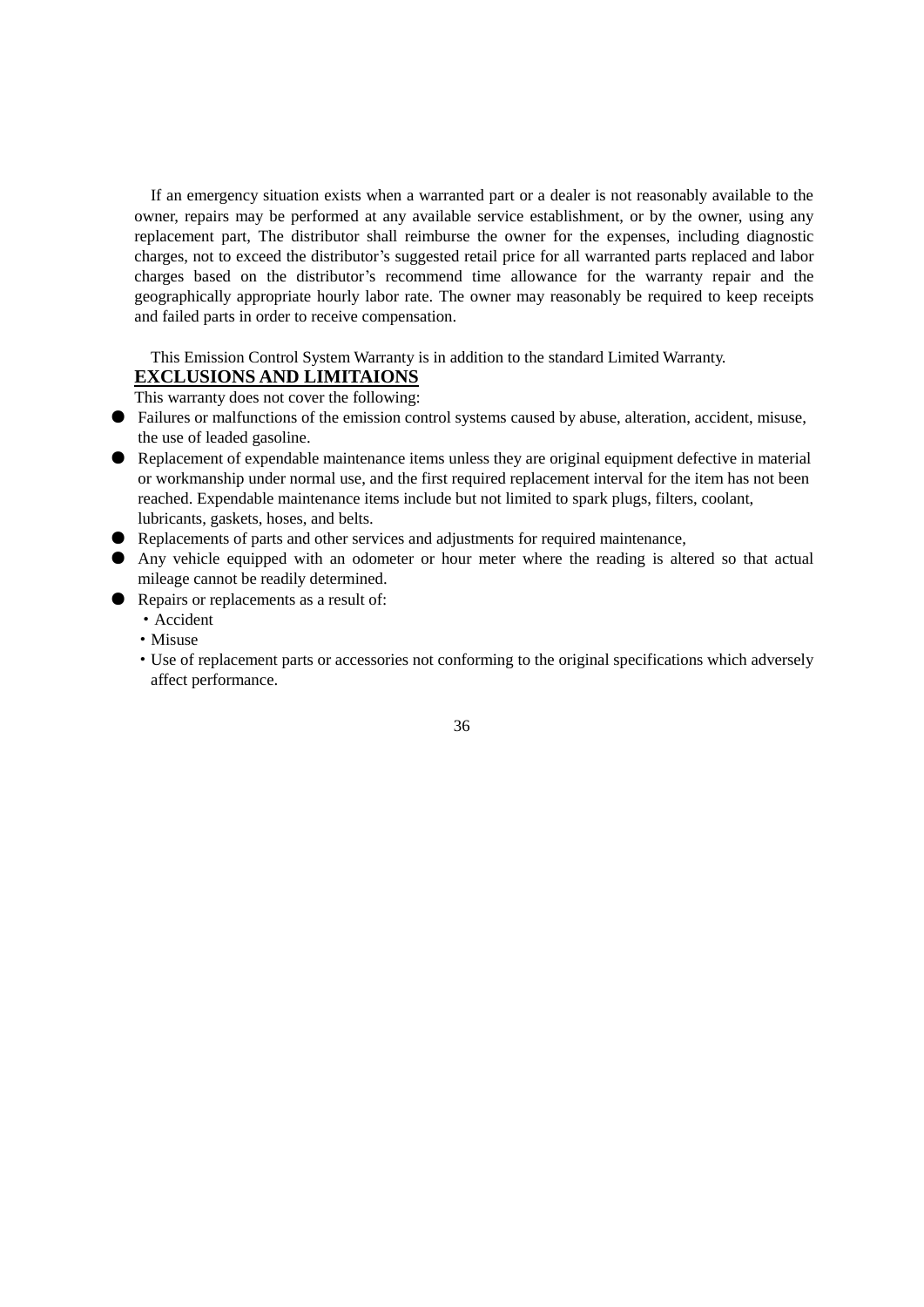If an emergency situation exists when a warranted part or a dealer is not reasonably available to the owner, repairs may be performed at any available service establishment, or by the owner, using any replacement part, The distributor shall reimburse the owner for the expenses, including diagnostic charges, not to exceed the distributor's suggested retail price for all warranted parts replaced and labor charges based on the distributor's recommend time allowance for the warranty repair and the geographically appropriate hourly labor rate. The owner may reasonably be required to keep receipts and failed parts in order to receive compensation.

This Emission Control System Warranty is in addition to the standard Limited Warranty.

**EXCLUSIONS AND LIMITAIONS**

This warranty does not cover the following:

- Failures or malfunctions of the emission control systems caused by abuse, alteration, accident, misuse, the use of leaded gasoline.
- Replacement of expendable maintenance items unless they are original equipment defective in material or workmanship under normal use, and the first required replacement interval for the item has not been reached. Expendable maintenance items include but not limited to spark plugs, filters, coolant, lubricants, gaskets, hoses, and belts.
- Replacements of parts and other services and adjustments for required maintenance,
- Any vehicle equipped with an odometer or hour meter where the reading is altered so that actual mileage cannot be readily determined.
- Repairs or replacements as a result of:
  - Accident
  - Misuse
  - Use of replacement parts or accessories not conforming to the original specifications which adversely affect performance.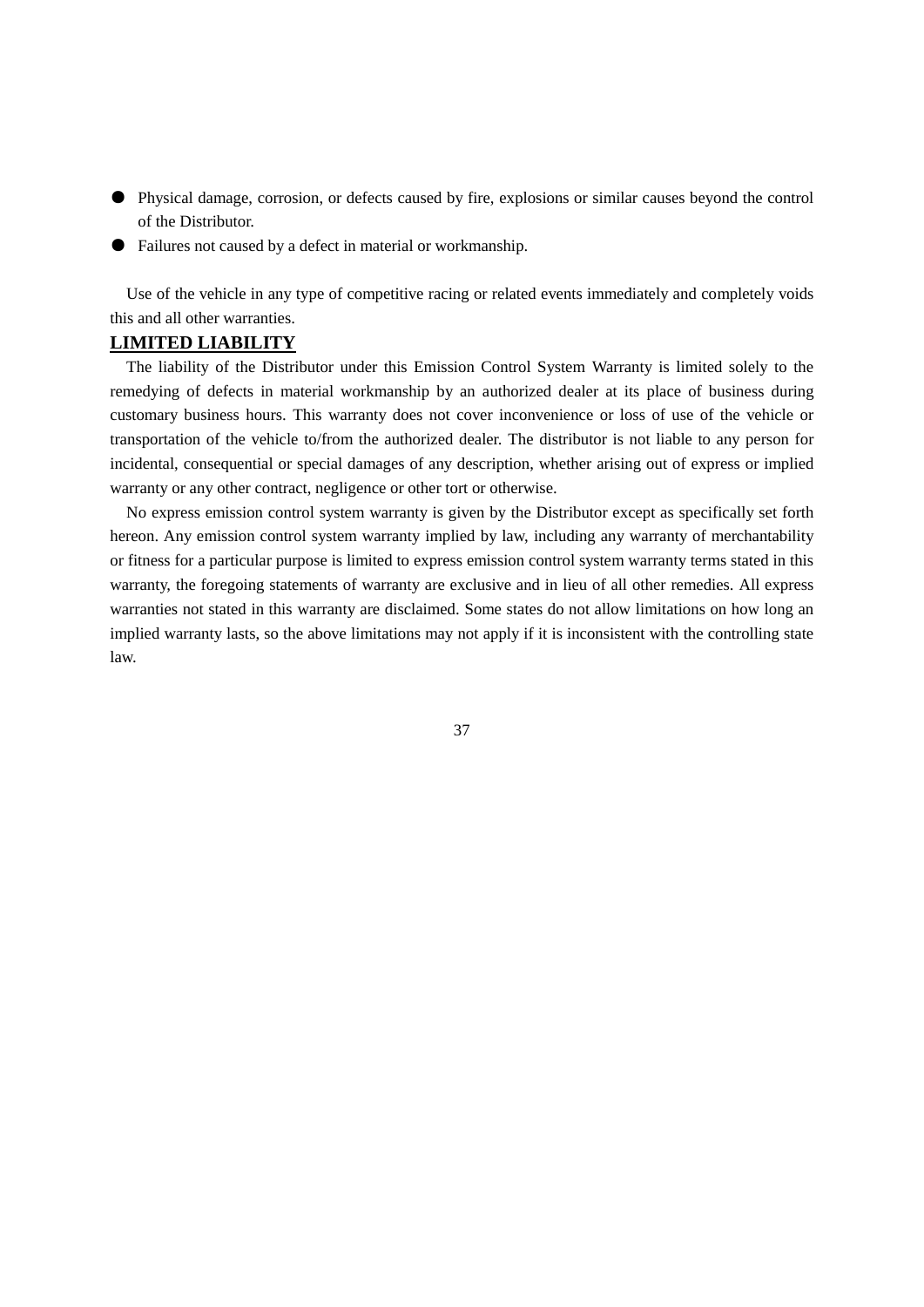- Physical damage, corrosion, or defects caused by fire, explosions or similar causes beyond the control of the Distributor.
- Failures not caused by a defect in material or workmanship.

Use of the vehicle in any type of competitive racing or related events immediately and completely voids this and all other warranties.

## LIMITED LIABILITY

The liability of the Distributor under this Emission Control System Warranty is limited solely to the remedying of defects in material workmanship by an authorized dealer at its place of business during customary business hours. This warranty does not cover inconvenience or loss of use of the vehicle or transportation of the vehicle to/from the authorized dealer. The distributor is not liable to any person for incidental, consequential or special damages of any description, whether arising out of express or implied warranty or any other contract, negligence or other tort or otherwise.

No express emission control system warranty is given by the Distributor except as specifically set forth hereon. Any emission control system warranty implied by law, including any warranty of merchantability or fitness for a particular purpose is limited to express emission control system warranty terms stated in this warranty, the foregoing statements of warranty are exclusive and in lieu of all other remedies. All express warranties not stated in this warranty are disclaimed. Some states do not allow limitations on how long an implied warranty lasts, so the above limitations may not apply if it is inconsistent with the controlling state law.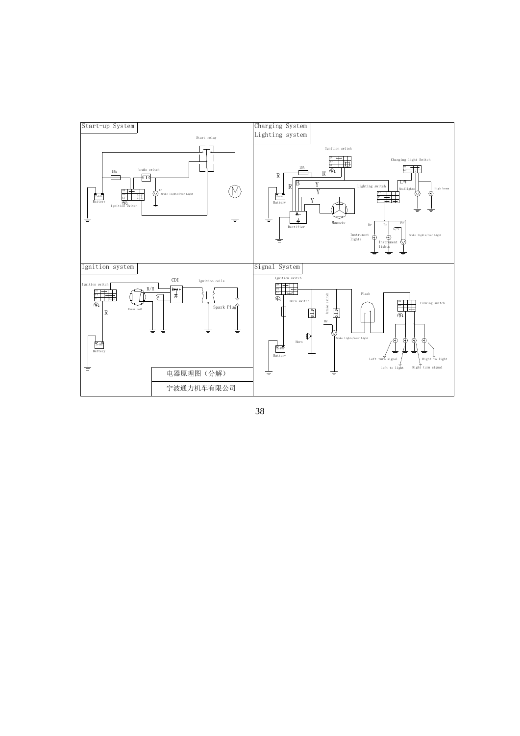Start-up System

Start relay

15A

brake switch

Br
Brake lights/rear Light

Battery

Ignition Switch

Charging System
Lighting system

Ignition switch

Chznging light Swtch

15A

R

R

R

B

Y

Y

Y

L/W

Lighting switch

Headlights

High beam

Battery

Rectifier

Magneto

Br

Br

Br

G/Y

Instrument lights

Instrument lights

Brake lights/rear Light

Ignition system

Ignition switch

CDI

B/R

Ignition coils

Power coil

Spark Plug

R

Battery

Signal System

Ignition switch

Flash

Horn switch

brake switch

Turning switch

Br

Horn

Brake lights/rear Light

Battery

Left turn signal

Right to light

Left to light

Right turn signal

| |
|---|
| 电器原理图（分解） |
| 宁波通力机车有限公司 |